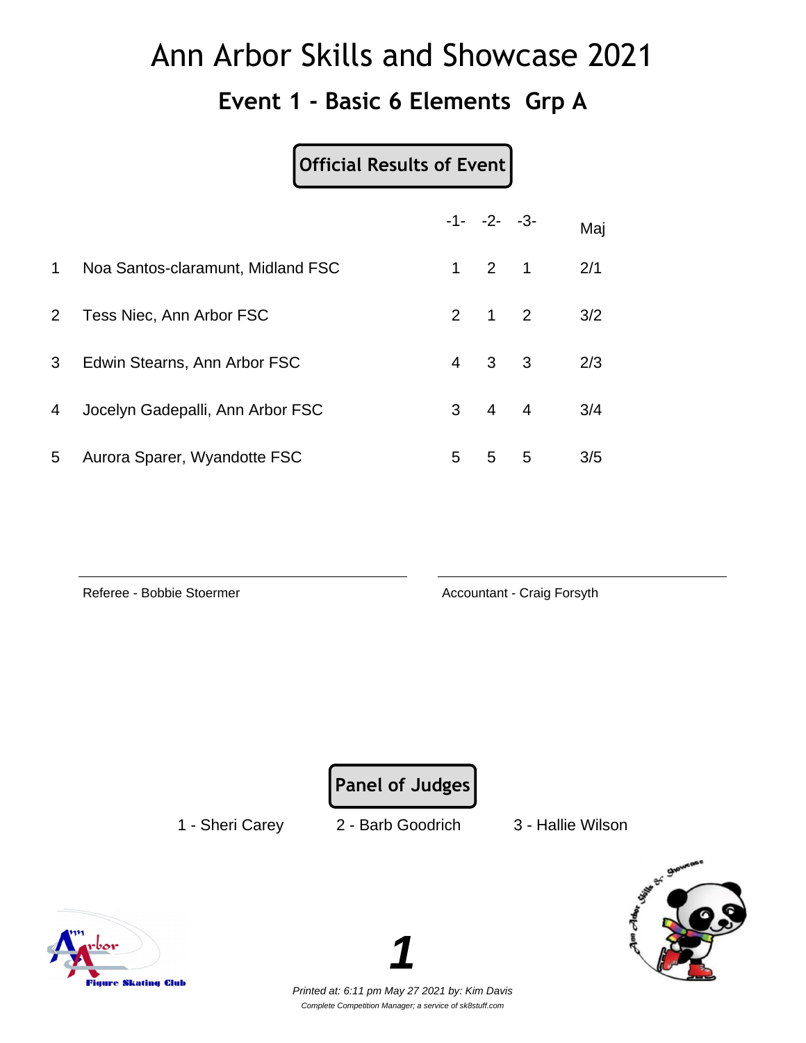# Ann Arbor Skills and Showcase 2021

## Event 1 - Basic 6 Elements Grp A

**Official Results of Event**

| | | -1- | -2- | -3- | Maj |
|---|---|---|---|---|---|
| 1 | Noa Santos-claramunt, Midland FSC | 1 | 2 | 1 | 2/1 |
| 2 | Tess Niec, Ann Arbor FSC | 2 | 1 | 2 | 3/2 |
| 3 | Edwin Stearns, Ann Arbor FSC | 4 | 3 | 3 | 2/3 |
| 4 | Jocelyn Gadepalli, Ann Arbor FSC | 3 | 4 | 4 | 3/4 |
| 5 | Aurora Sparer, Wyandotte FSC | 5 | 5 | 5 | 3/5 |

Referee - Bobbie Stoermer

Accountant - Craig Forsyth

**Panel of Judges**

1 - Sheri Carey    2 - Barb Goodrich    3 - Hallie Wilson

*Printed at: 6:11 pm May 27 2021 by: Kim Davis*

*Complete Competition Manager; a service of sk8stuff.com*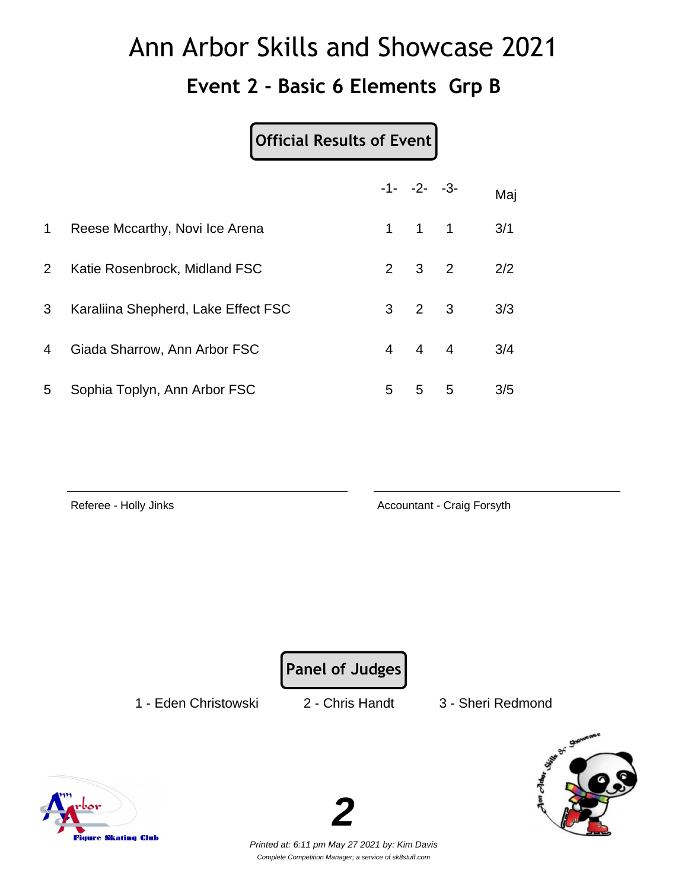# Ann Arbor Skills and Showcase 2021

## Event 2 - Basic 6 Elements Grp B

**Official Results of Event**

| | | -1- | -2- | -3- | Maj |
|---|---|---|---|---|---|
| 1 | Reese Mccarthy, Novi Ice Arena | 1 | 1 | 1 | 3/1 |
| 2 | Katie Rosenbrock, Midland FSC | 2 | 3 | 2 | 2/2 |
| 3 | Karaliina Shepherd, Lake Effect FSC | 3 | 2 | 3 | 3/3 |
| 4 | Giada Sharrow, Ann Arbor FSC | 4 | 4 | 4 | 3/4 |
| 5 | Sophia Toplyn, Ann Arbor FSC | 5 | 5 | 5 | 3/5 |

Referee - Holly Jinks

Accountant - Craig Forsyth

**Panel of Judges**

1 - Eden Christowski    2 - Chris Handt    3 - Sheri Redmond

*Printed at: 6:11 pm May 27 2021 by: Kim Davis*

*Complete Competition Manager; a service of sk8stuff.com*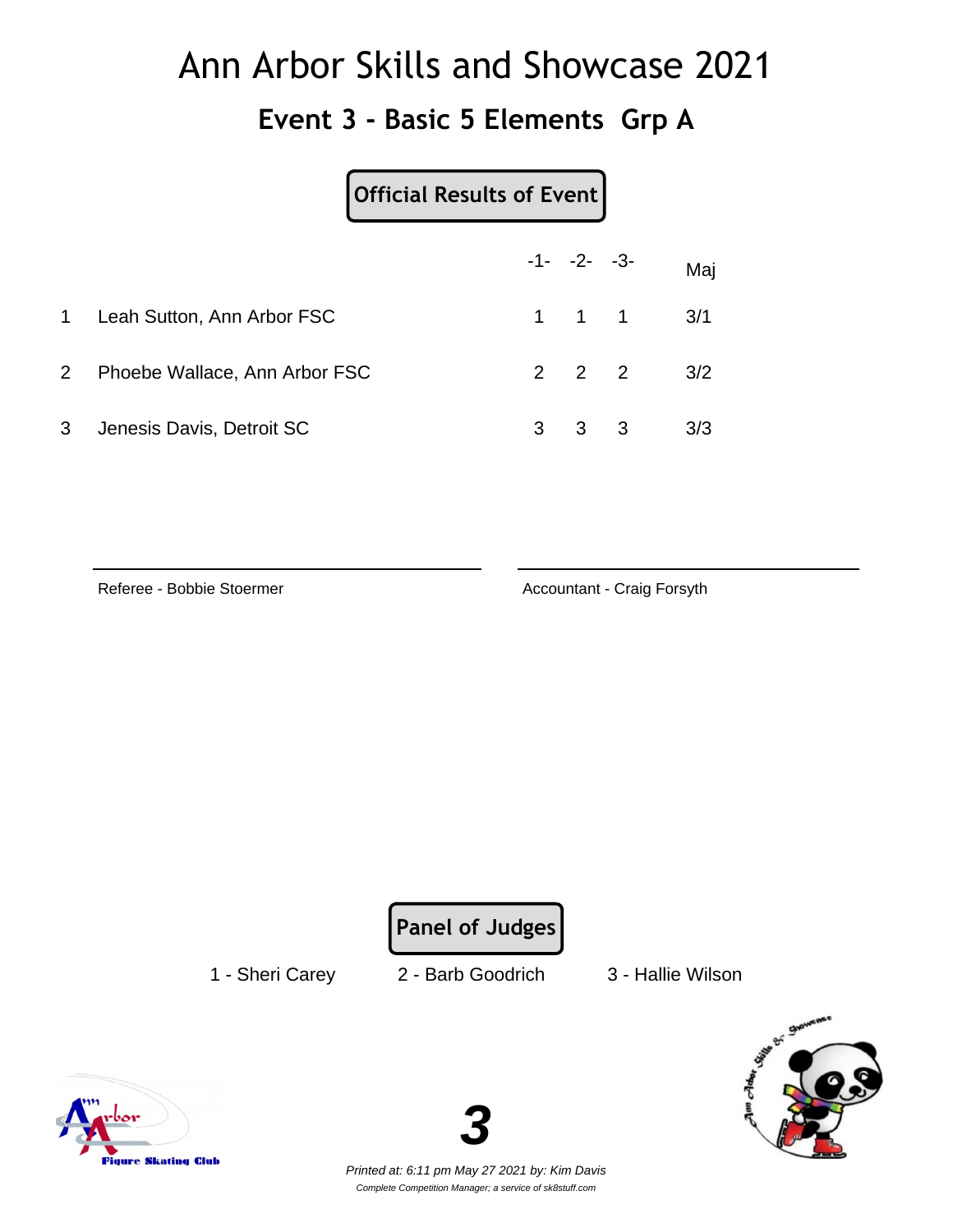# Ann Arbor Skills and Showcase 2021

## Event 3 - Basic 5 Elements Grp A

**Official Results of Event**

| | | -1- | -2- | -3- | Maj |
|---|---|---|---|---|---|
| 1 | Leah Sutton, Ann Arbor FSC | 1 | 1 | 1 | 3/1 |
| 2 | Phoebe Wallace, Ann Arbor FSC | 2 | 2 | 2 | 3/2 |
| 3 | Jenesis Davis, Detroit SC | 3 | 3 | 3 | 3/3 |

Referee - Bobbie Stoermer

Accountant - Craig Forsyth

**Panel of Judges**

1 - Sheri Carey　　2 - Barb Goodrich　　3 - Hallie Wilson

*Printed at: 6:11 pm May 27 2021 by: Kim Davis*

*Complete Competition Manager; a service of sk8stuff.com*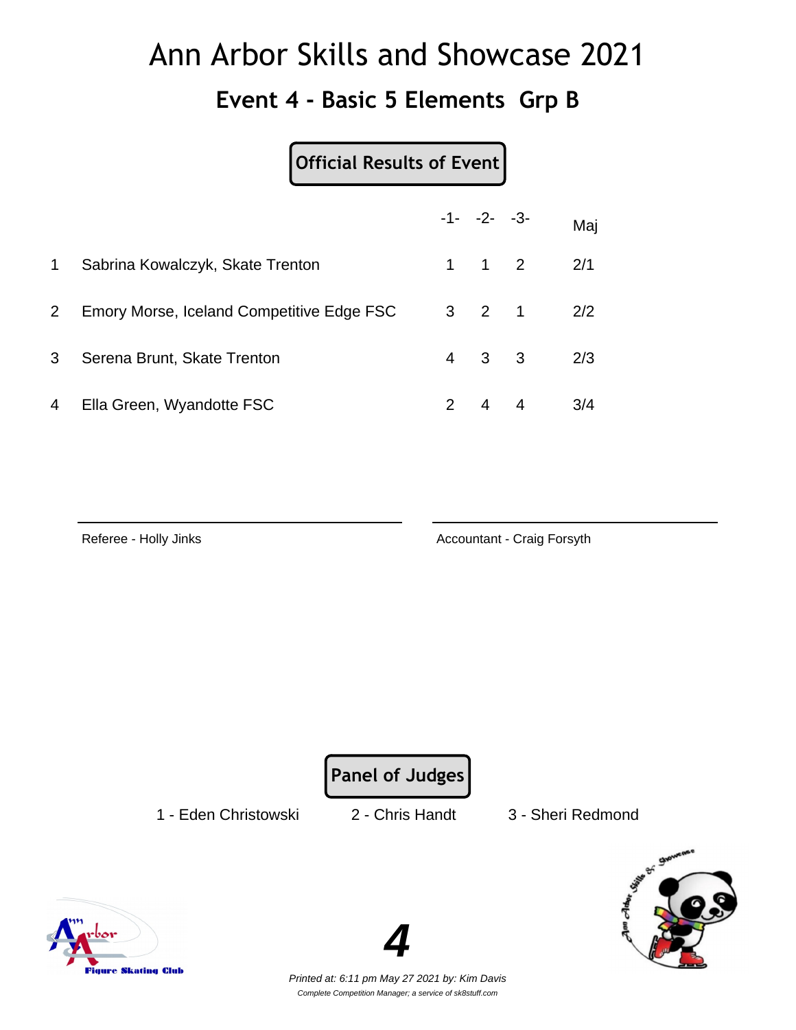# Ann Arbor Skills and Showcase 2021

## Event 4 - Basic 5 Elements Grp B

**Official Results of Event**

| | | -1- | -2- | -3- | Maj |
|---|---|---|---|---|---|
| 1 | Sabrina Kowalczyk, Skate Trenton | 1 | 1 | 2 | 2/1 |
| 2 | Emory Morse, Iceland Competitive Edge FSC | 3 | 2 | 1 | 2/2 |
| 3 | Serena Brunt, Skate Trenton | 4 | 3 | 3 | 2/3 |
| 4 | Ella Green, Wyandotte FSC | 2 | 4 | 4 | 3/4 |

Referee - Holly Jinks

Accountant - Craig Forsyth

**Panel of Judges**

1 - Eden Christowski　　2 - Chris Handt　　3 - Sheri Redmond

*Printed at: 6:11 pm May 27 2021 by: Kim Davis*

*Complete Competition Manager; a service of sk8stuff.com*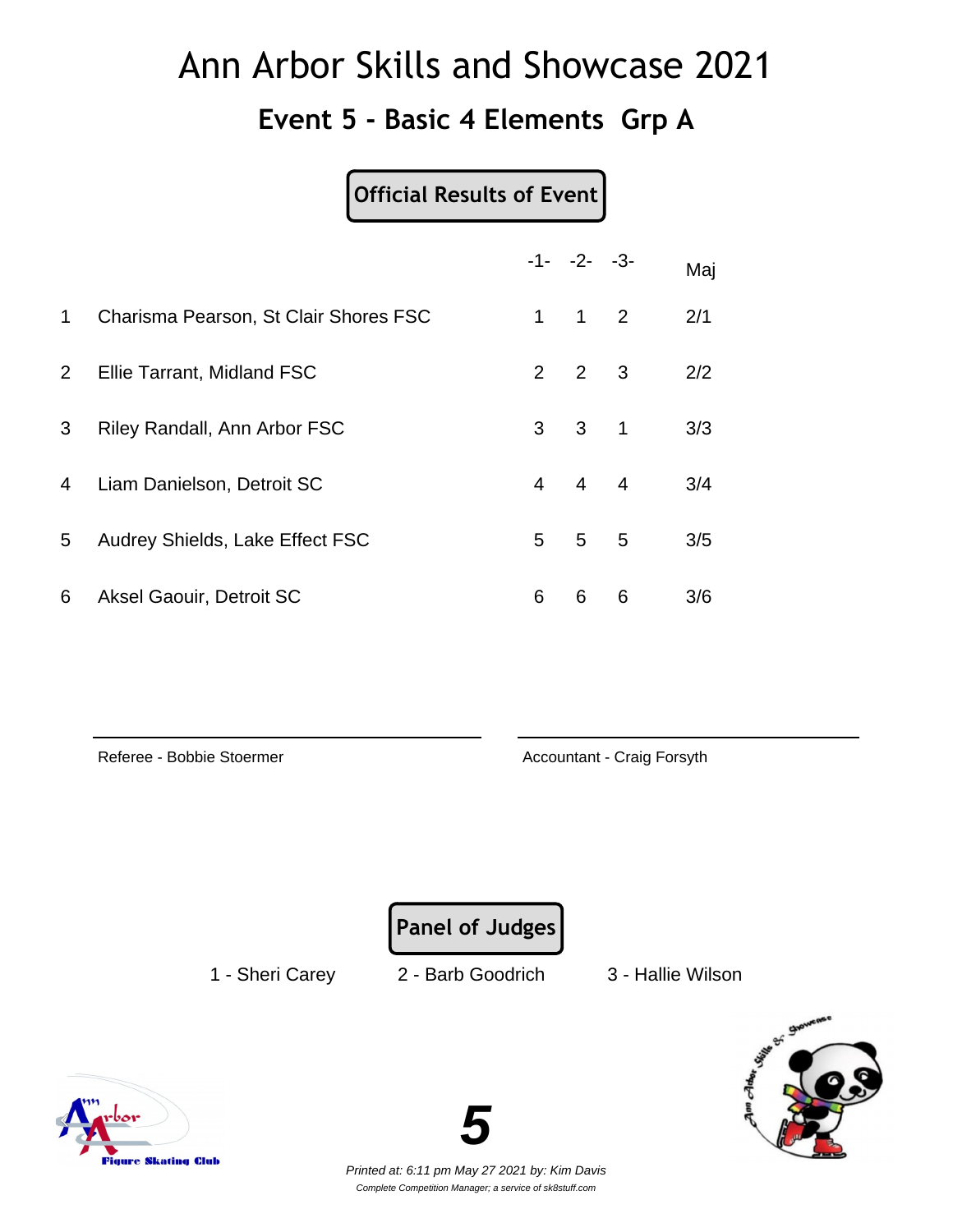# Ann Arbor Skills and Showcase 2021

## Event 5 - Basic 4 Elements Grp A

**Official Results of Event**

| | | -1- | -2- | -3- | Maj |
|---|---|---|---|---|---|
| 1 | Charisma Pearson, St Clair Shores FSC | 1 | 1 | 2 | 2/1 |
| 2 | Ellie Tarrant, Midland FSC | 2 | 2 | 3 | 2/2 |
| 3 | Riley Randall, Ann Arbor FSC | 3 | 3 | 1 | 3/3 |
| 4 | Liam Danielson, Detroit SC | 4 | 4 | 4 | 3/4 |
| 5 | Audrey Shields, Lake Effect FSC | 5 | 5 | 5 | 3/5 |
| 6 | Aksel Gaouir, Detroit SC | 6 | 6 | 6 | 3/6 |

Referee - Bobbie Stoermer

Accountant - Craig Forsyth

**Panel of Judges**

1 - Sheri Carey    2 - Barb Goodrich    3 - Hallie Wilson

*Printed at: 6:11 pm May 27 2021 by: Kim Davis*

*Complete Competition Manager; a service of sk8stuff.com*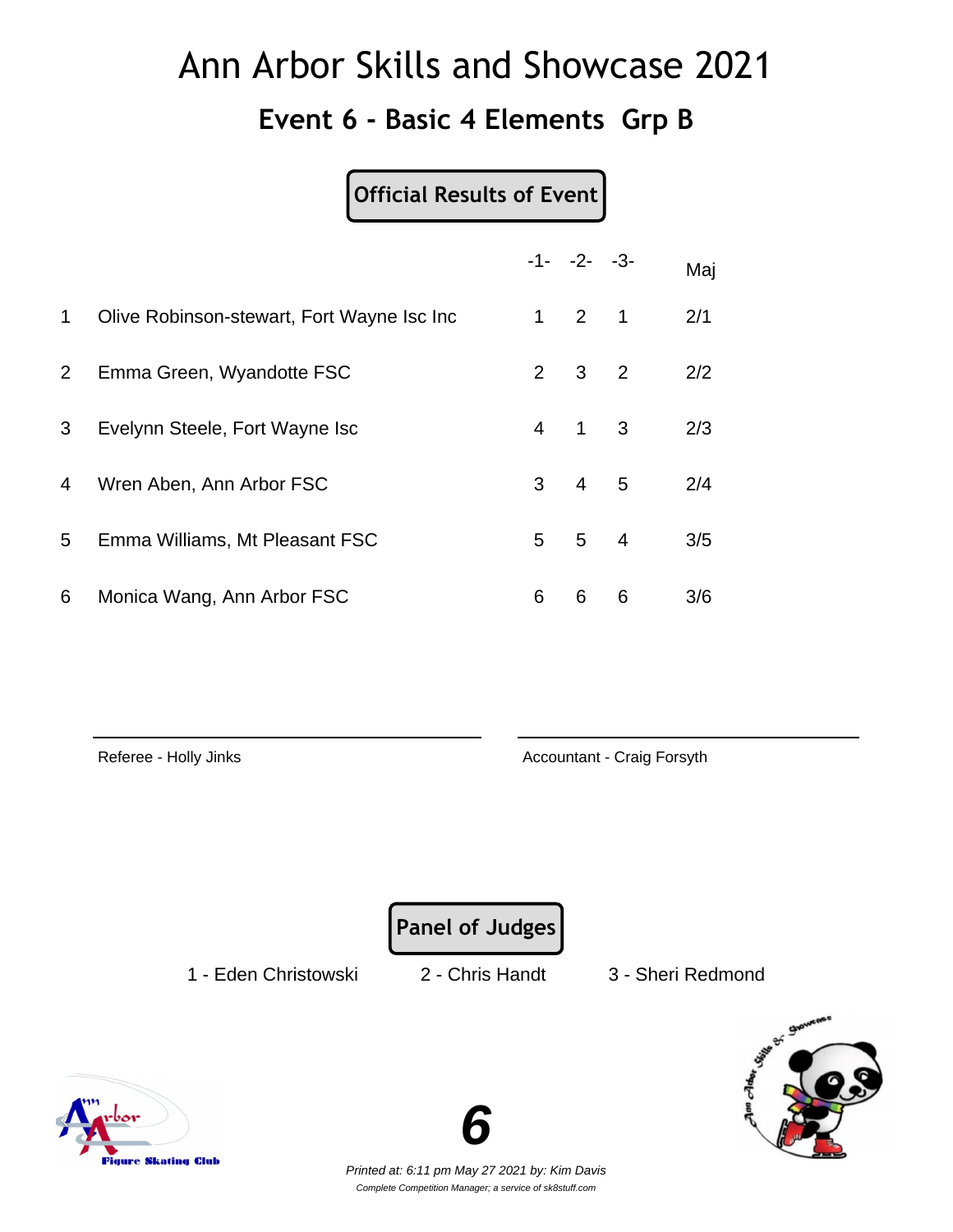# Ann Arbor Skills and Showcase 2021

## Event 6 - Basic 4 Elements Grp B

**Official Results of Event**

| | | -1- | -2- | -3- | Maj |
|---|---|---|---|---|---|
| 1 | Olive Robinson-stewart, Fort Wayne Isc Inc | 1 | 2 | 1 | 2/1 |
| 2 | Emma Green, Wyandotte FSC | 2 | 3 | 2 | 2/2 |
| 3 | Evelynn Steele, Fort Wayne Isc | 4 | 1 | 3 | 2/3 |
| 4 | Wren Aben, Ann Arbor FSC | 3 | 4 | 5 | 2/4 |
| 5 | Emma Williams, Mt Pleasant FSC | 5 | 5 | 4 | 3/5 |
| 6 | Monica Wang, Ann Arbor FSC | 6 | 6 | 6 | 3/6 |

Referee - Holly Jinks

Accountant - Craig Forsyth

**Panel of Judges**

1 - Eden Christowski    2 - Chris Handt    3 - Sheri Redmond

*Printed at: 6:11 pm May 27 2021 by: Kim Davis*

*Complete Competition Manager; a service of sk8stuff.com*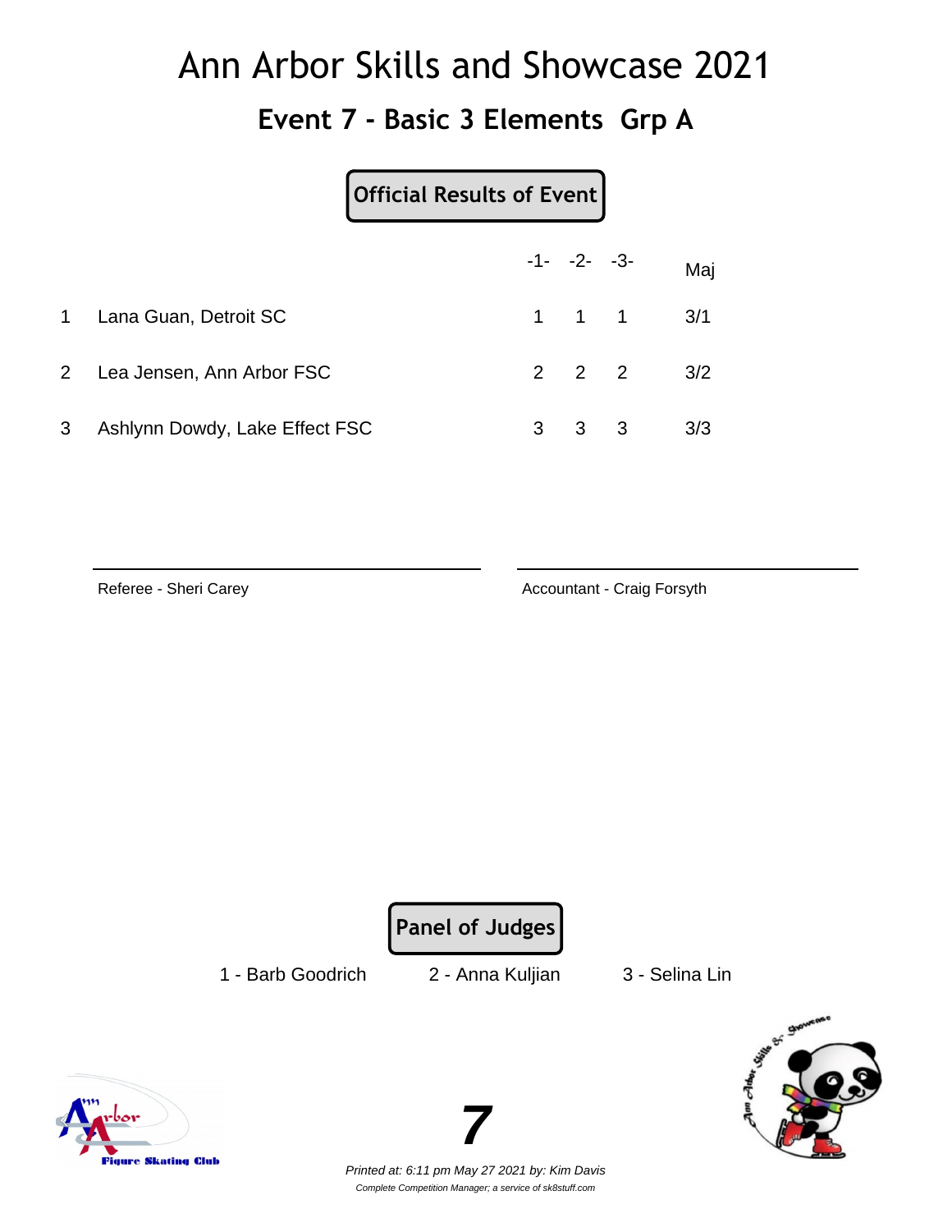# Ann Arbor Skills and Showcase 2021

## Event 7 - Basic 3 Elements Grp A

**Official Results of Event**

| | | -1- | -2- | -3- | Maj |
|---|---|---|---|---|---|
| 1 | Lana Guan, Detroit SC | 1 | 1 | 1 | 3/1 |
| 2 | Lea Jensen, Ann Arbor FSC | 2 | 2 | 2 | 3/2 |
| 3 | Ashlynn Dowdy, Lake Effect FSC | 3 | 3 | 3 | 3/3 |

Referee - Sheri Carey

Accountant - Craig Forsyth

**Panel of Judges**

1 - Barb Goodrich     2 - Anna Kuljian     3 - Selina Lin

*Printed at: 6:11 pm May 27 2021 by: Kim Davis*

*Complete Competition Manager; a service of sk8stuff.com*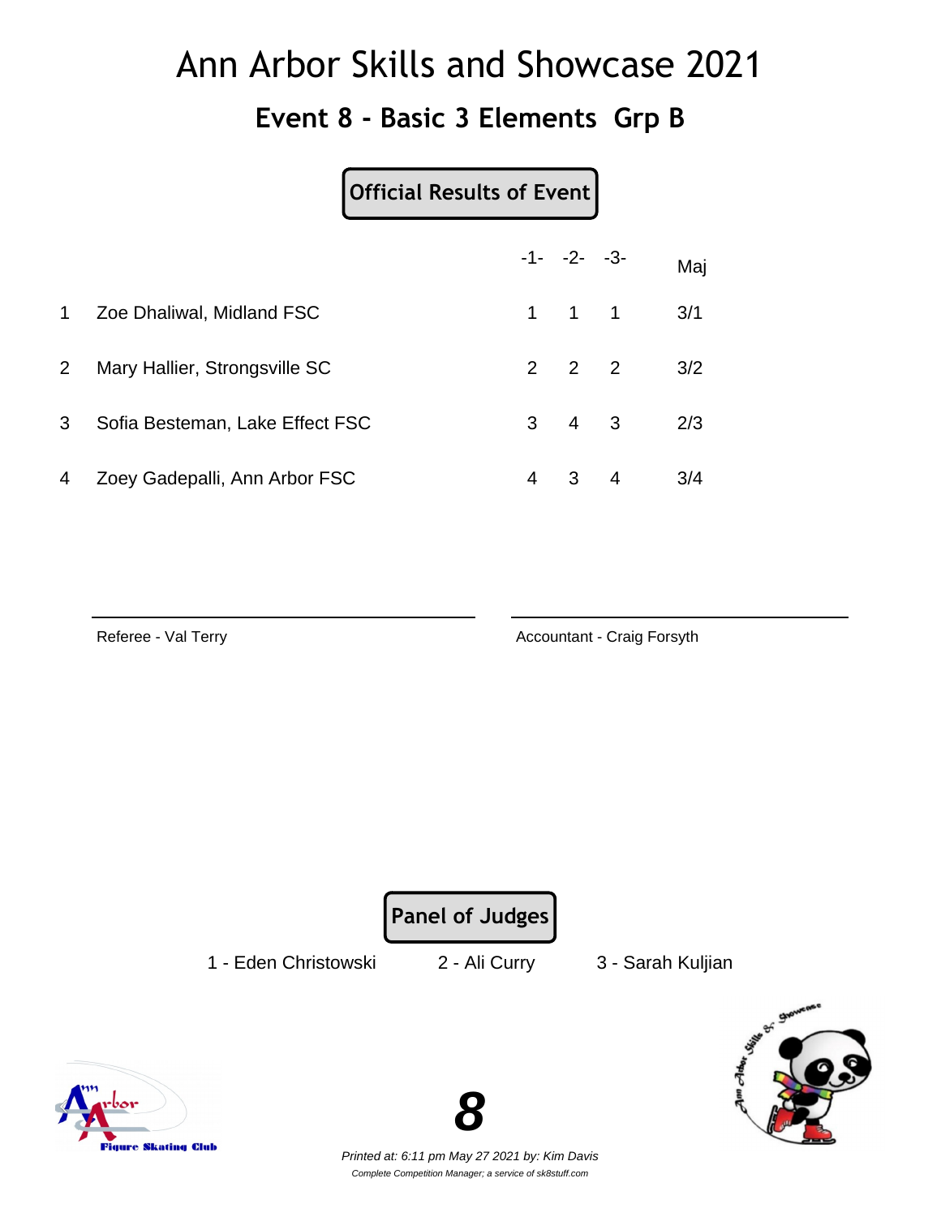# Ann Arbor Skills and Showcase 2021

## Event 8 - Basic 3 Elements  Grp B

**Official Results of Event**

| | | -1- | -2- | -3- | Maj |
|---|---|---|---|---|---|
| 1 | Zoe Dhaliwal, Midland FSC | 1 | 1 | 1 | 3/1 |
| 2 | Mary Hallier, Strongsville SC | 2 | 2 | 2 | 3/2 |
| 3 | Sofia Besteman, Lake Effect FSC | 3 | 4 | 3 | 2/3 |
| 4 | Zoey Gadepalli, Ann Arbor FSC | 4 | 3 | 4 | 3/4 |

Referee - Val Terry

Accountant - Craig Forsyth

**Panel of Judges**

1 - Eden Christowski    2 - Ali Curry    3 - Sarah Kuljian

*Printed at: 6:11 pm May 27 2021 by: Kim Davis*

*Complete Competition Manager; a service of sk8stuff.com*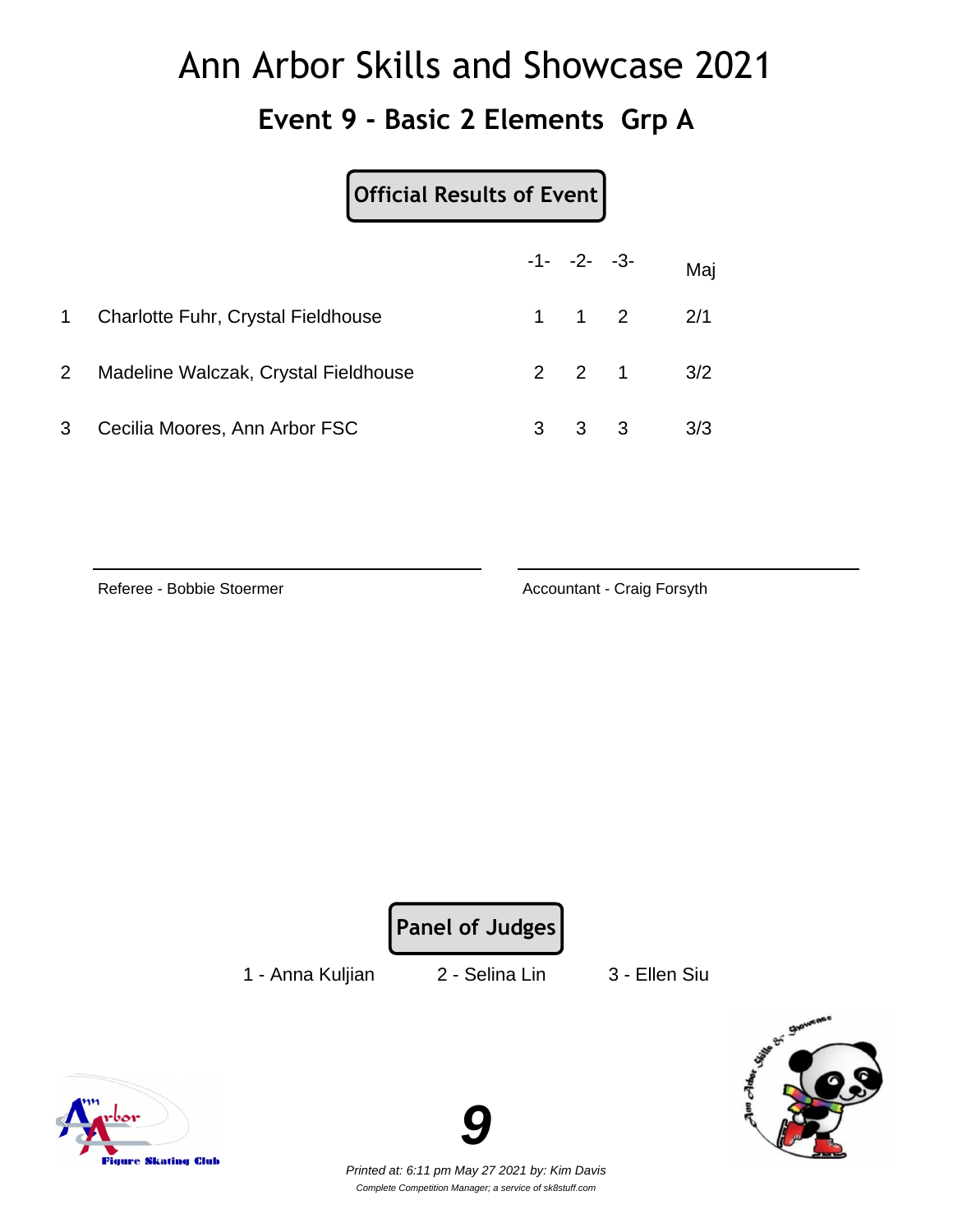# Ann Arbor Skills and Showcase 2021

## Event 9 - Basic 2 Elements Grp A

**Official Results of Event**

| | | -1- | -2- | -3- | Maj |
|---|---|---|---|---|---|
| 1 | Charlotte Fuhr, Crystal Fieldhouse | 1 | 1 | 2 | 2/1 |
| 2 | Madeline Walczak, Crystal Fieldhouse | 2 | 2 | 1 | 3/2 |
| 3 | Cecilia Moores, Ann Arbor FSC | 3 | 3 | 3 | 3/3 |

Referee - Bobbie Stoermer

Accountant - Craig Forsyth

**Panel of Judges**

1 - Anna Kuljian     2 - Selina Lin     3 - Ellen Siu

*Printed at: 6:11 pm May 27 2021 by: Kim Davis*

*Complete Competition Manager; a service of sk8stuff.com*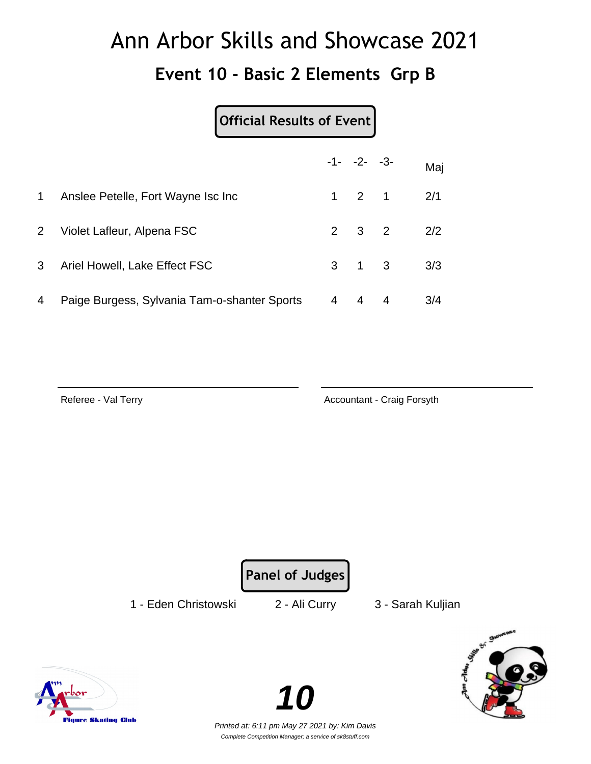# Ann Arbor Skills and Showcase 2021

## Event 10 - Basic 2 Elements Grp B

**Official Results of Event**

| | | -1- | -2- | -3- | Maj |
|---|---|---|---|---|---|
| 1 | Anslee Petelle, Fort Wayne Isc Inc | 1 | 2 | 1 | 2/1 |
| 2 | Violet Lafleur, Alpena FSC | 2 | 3 | 2 | 2/2 |
| 3 | Ariel Howell, Lake Effect FSC | 3 | 1 | 3 | 3/3 |
| 4 | Paige Burgess, Sylvania Tam-o-shanter Sports | 4 | 4 | 4 | 3/4 |

Referee - Val Terry

Accountant - Craig Forsyth

**Panel of Judges**

1 - Eden Christowski 2 - Ali Curry 3 - Sarah Kuljian

*Printed at: 6:11 pm May 27 2021 by: Kim Davis*

*Complete Competition Manager; a service of sk8stuff.com*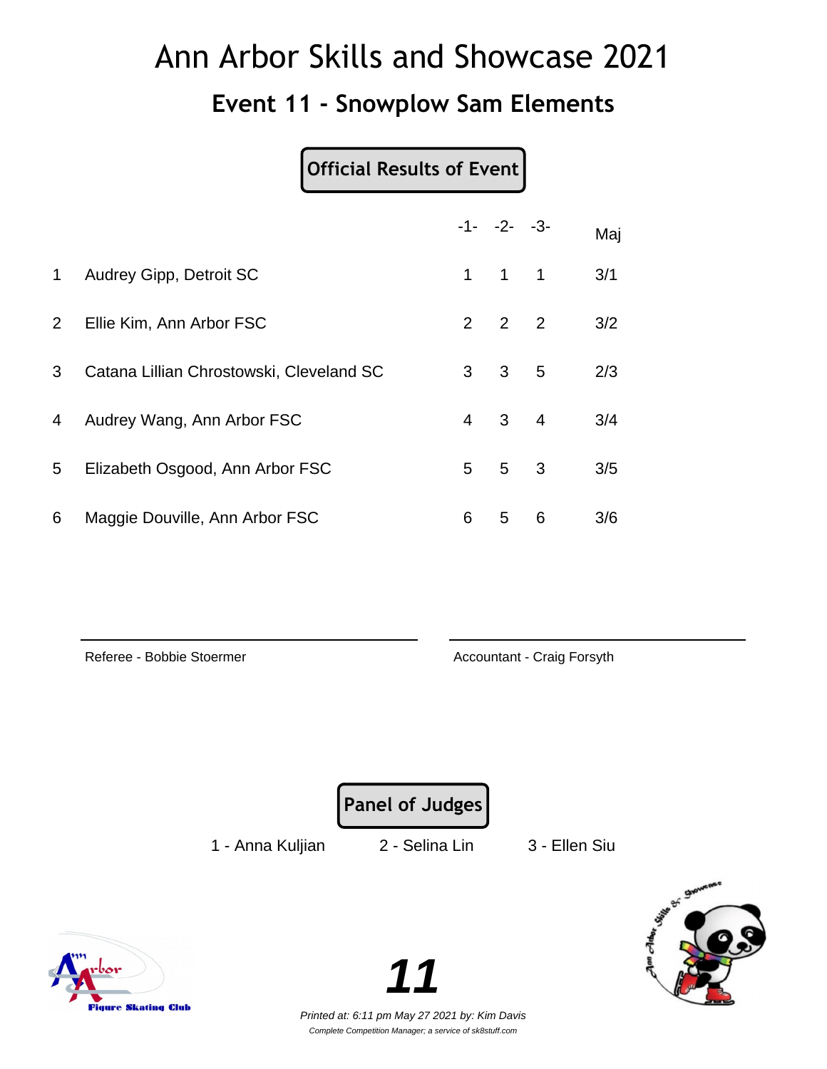# Ann Arbor Skills and Showcase 2021

## Event 11 - Snowplow Sam Elements

**Official Results of Event**

| | | -1- | -2- | -3- | Maj |
|---|---|---|---|---|---|
| 1 | Audrey Gipp, Detroit SC | 1 | 1 | 1 | 3/1 |
| 2 | Ellie Kim, Ann Arbor FSC | 2 | 2 | 2 | 3/2 |
| 3 | Catana Lillian Chrostowski, Cleveland SC | 3 | 3 | 5 | 2/3 |
| 4 | Audrey Wang, Ann Arbor FSC | 4 | 3 | 4 | 3/4 |
| 5 | Elizabeth Osgood, Ann Arbor FSC | 5 | 5 | 3 | 3/5 |
| 6 | Maggie Douville, Ann Arbor FSC | 6 | 5 | 6 | 3/6 |

Referee - Bobbie Stoermer

Accountant - Craig Forsyth

**Panel of Judges**

1 - Anna Kuljian    2 - Selina Lin    3 - Ellen Siu

*Printed at: 6:11 pm May 27 2021 by: Kim Davis*

*Complete Competition Manager; a service of sk8stuff.com*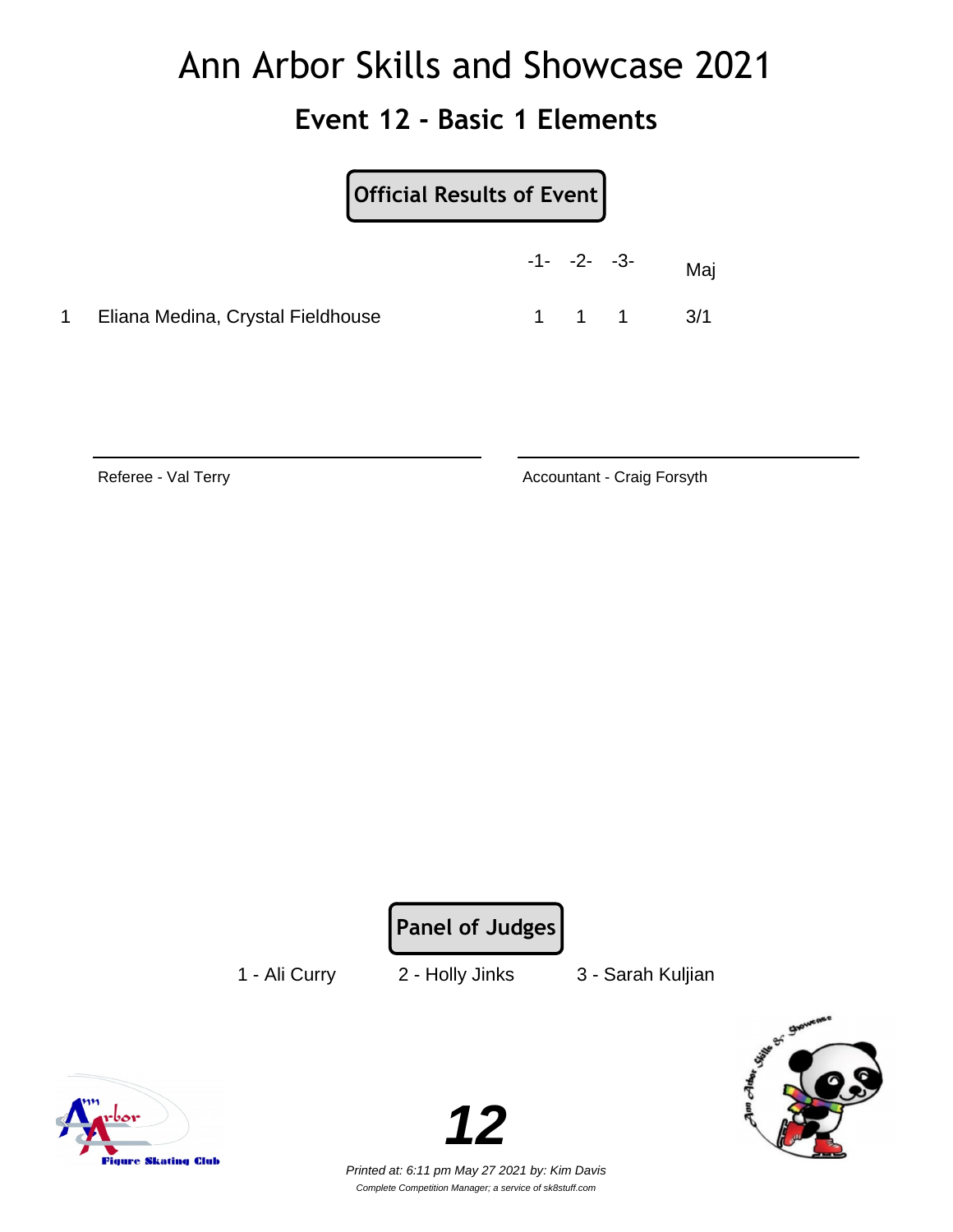# Ann Arbor Skills and Showcase 2021

## Event 12 - Basic 1 Elements

**Official Results of Event**

| | | -1- | -2- | -3- | Maj |
|---|---|---|---|---|---|
| 1 | Eliana Medina, Crystal Fieldhouse | 1 | 1 | 1 | 3/1 |

Referee - Val Terry

Accountant - Craig Forsyth

**Panel of Judges**

1 - Ali Curry    2 - Holly Jinks    3 - Sarah Kuljian

*Printed at: 6:11 pm May 27 2021 by: Kim Davis*

*Complete Competition Manager; a service of sk8stuff.com*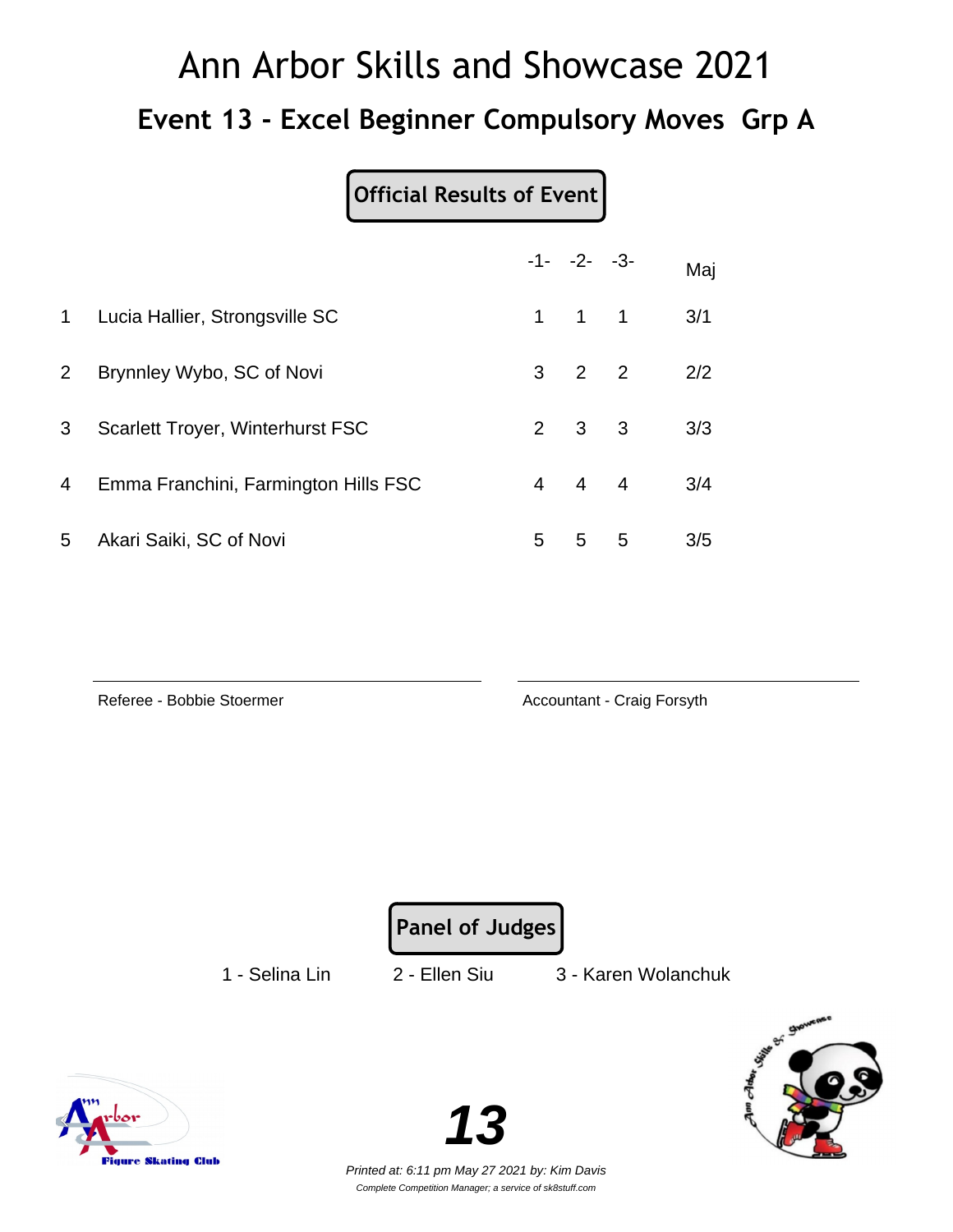# Ann Arbor Skills and Showcase 2021

## Event 13 - Excel Beginner Compulsory Moves Grp A

**Official Results of Event**

| | | -1- | -2- | -3- | Maj |
|---|---|---|---|---|---|
| 1 | Lucia Hallier, Strongsville SC | 1 | 1 | 1 | 3/1 |
| 2 | Brynnley Wybo, SC of Novi | 3 | 2 | 2 | 2/2 |
| 3 | Scarlett Troyer, Winterhurst FSC | 2 | 3 | 3 | 3/3 |
| 4 | Emma Franchini, Farmington Hills FSC | 4 | 4 | 4 | 3/4 |
| 5 | Akari Saiki, SC of Novi | 5 | 5 | 5 | 3/5 |

Referee - Bobbie Stoermer

Accountant - Craig Forsyth

**Panel of Judges**

1 - Selina Lin    2 - Ellen Siu    3 - Karen Wolanchuk

*Printed at: 6:11 pm May 27 2021 by: Kim Davis*

*Complete Competition Manager; a service of sk8stuff.com*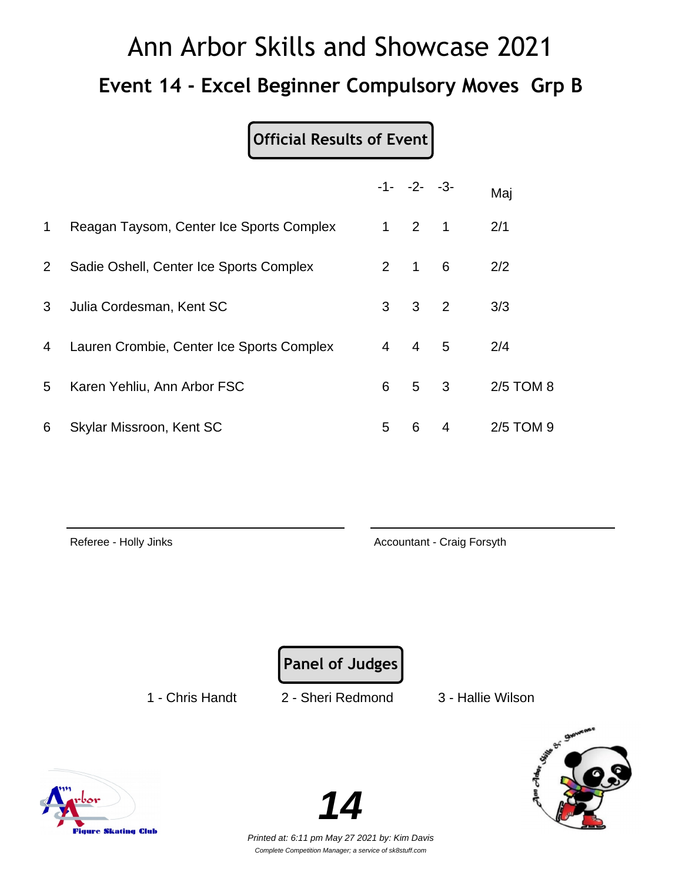# Ann Arbor Skills and Showcase 2021

## Event 14 - Excel Beginner Compulsory Moves Grp B

**Official Results of Event**

| | | -1- | -2- | -3- | Maj |
|---|---|---|---|---|---|
| 1 | Reagan Taysom, Center Ice Sports Complex | 1 | 2 | 1 | 2/1 |
| 2 | Sadie Oshell, Center Ice Sports Complex | 2 | 1 | 6 | 2/2 |
| 3 | Julia Cordesman, Kent SC | 3 | 3 | 2 | 3/3 |
| 4 | Lauren Crombie, Center Ice Sports Complex | 4 | 4 | 5 | 2/4 |
| 5 | Karen Yehliu, Ann Arbor FSC | 6 | 5 | 3 | 2/5 TOM 8 |
| 6 | Skylar Missroon, Kent SC | 5 | 6 | 4 | 2/5 TOM 9 |

Referee - Holly Jinks

Accountant - Craig Forsyth

**Panel of Judges**

1 - Chris Handt    2 - Sheri Redmond    3 - Hallie Wilson

**14**

*Printed at: 6:11 pm May 27 2021 by: Kim Davis*

*Complete Competition Manager; a service of sk8stuff.com*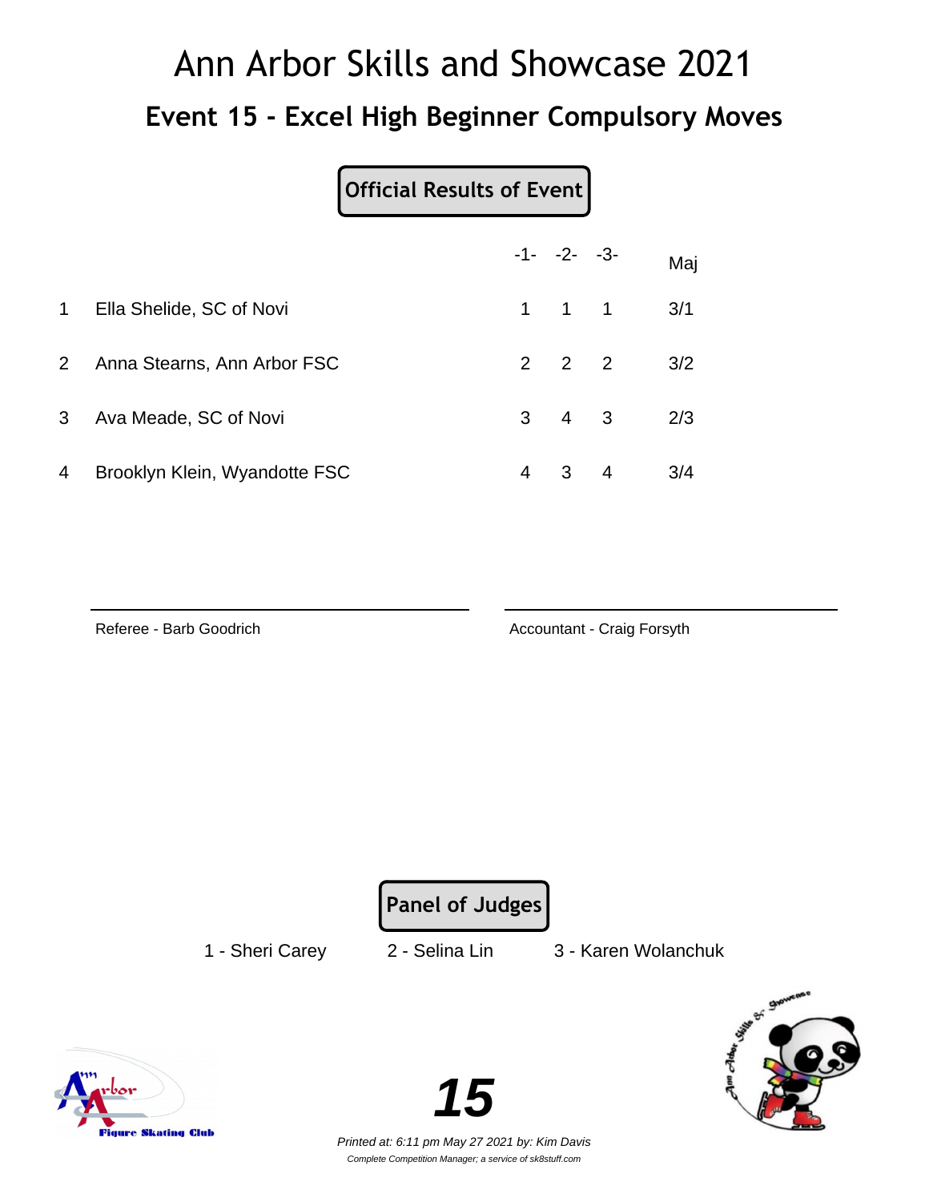# Ann Arbor Skills and Showcase 2021

## Event 15 - Excel High Beginner Compulsory Moves

**Official Results of Event**

| | | -1- | -2- | -3- | Maj |
|---|---|---|---|---|---|
| 1 | Ella Shelide, SC of Novi | 1 | 1 | 1 | 3/1 |
| 2 | Anna Stearns, Ann Arbor FSC | 2 | 2 | 2 | 3/2 |
| 3 | Ava Meade, SC of Novi | 3 | 4 | 3 | 2/3 |
| 4 | Brooklyn Klein, Wyandotte FSC | 4 | 3 | 4 | 3/4 |

Referee - Barb Goodrich

Accountant - Craig Forsyth

**Panel of Judges**

1 - Sheri Carey  2 - Selina Lin  3 - Karen Wolanchuk

*Printed at: 6:11 pm May 27 2021 by: Kim Davis*

*Complete Competition Manager; a service of sk8stuff.com*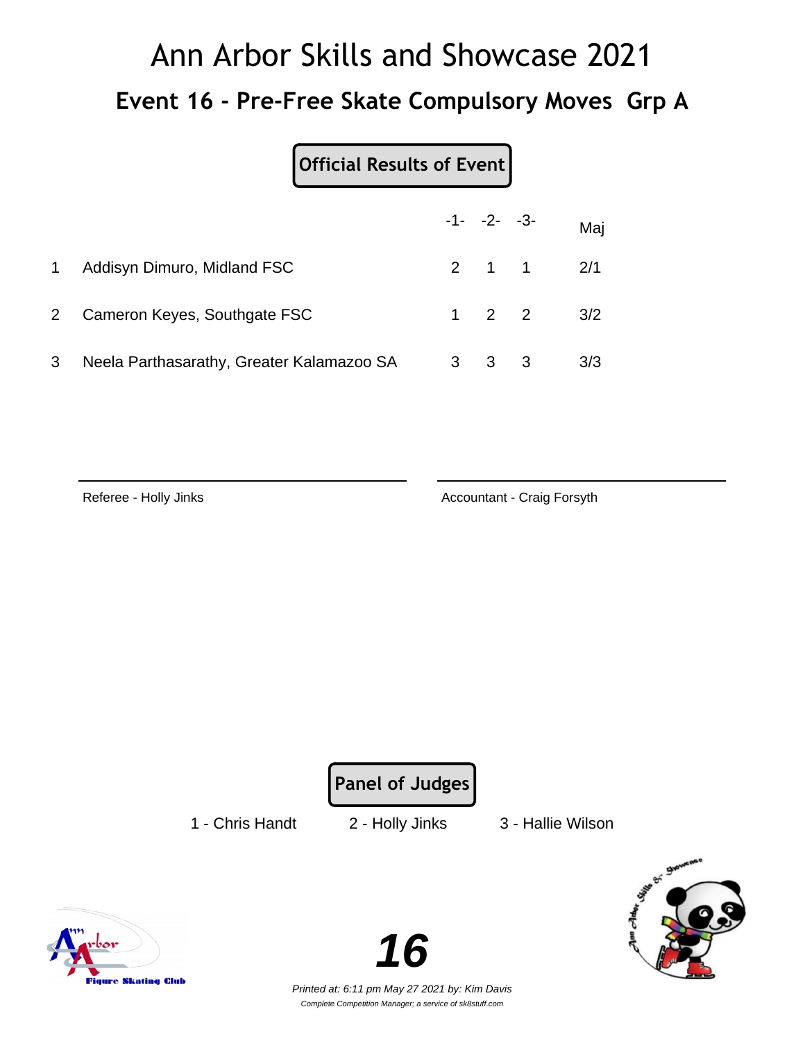# Ann Arbor Skills and Showcase 2021

## Event 16 - Pre-Free Skate Compulsory Moves Grp A

**Official Results of Event**

| | | -1- | -2- | -3- | Maj |
|---|---|---|---|---|---|
| 1 | Addisyn Dimuro, Midland FSC | 2 | 1 | 1 | 2/1 |
| 2 | Cameron Keyes, Southgate FSC | 1 | 2 | 2 | 3/2 |
| 3 | Neela Parthasarathy, Greater Kalamazoo SA | 3 | 3 | 3 | 3/3 |

Referee - Holly Jinks

Accountant - Craig Forsyth

**Panel of Judges**

1 - Chris Handt    2 - Holly Jinks    3 - Hallie Wilson

*Printed at: 6:11 pm May 27 2021 by: Kim Davis*

*Complete Competition Manager; a service of sk8stuff.com*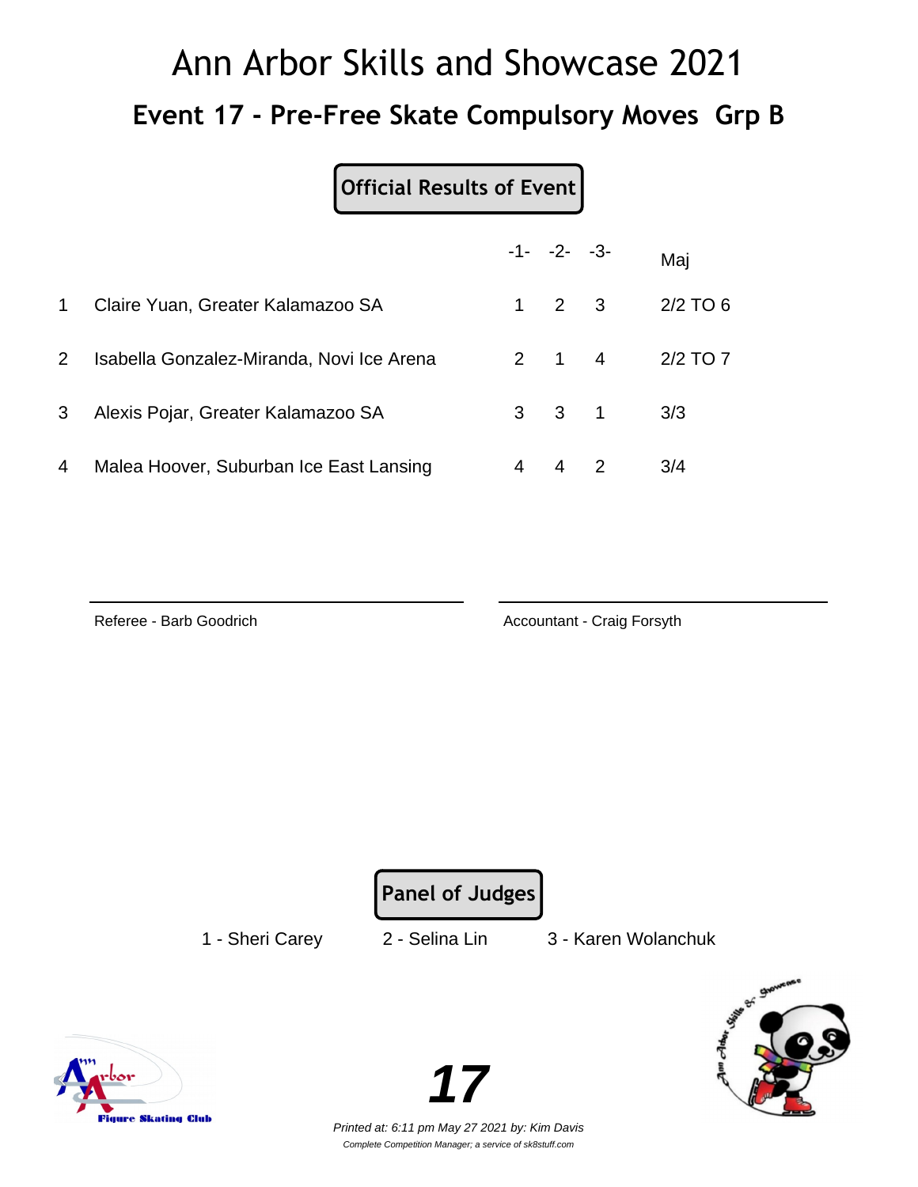# Ann Arbor Skills and Showcase 2021

## Event 17 - Pre-Free Skate Compulsory Moves Grp B

**Official Results of Event**

| | | -1- | -2- | -3- | Maj |
|---|---|---|---|---|---|
| 1 | Claire Yuan, Greater Kalamazoo SA | 1 | 2 | 3 | 2/2 TO 6 |
| 2 | Isabella Gonzalez-Miranda, Novi Ice Arena | 2 | 1 | 4 | 2/2 TO 7 |
| 3 | Alexis Pojar, Greater Kalamazoo SA | 3 | 3 | 1 | 3/3 |
| 4 | Malea Hoover, Suburban Ice East Lansing | 4 | 4 | 2 | 3/4 |

Referee - Barb Goodrich

Accountant - Craig Forsyth

**Panel of Judges**

1 - Sheri Carey    2 - Selina Lin    3 - Karen Wolanchuk

*Printed at: 6:11 pm May 27 2021 by: Kim Davis*

*Complete Competition Manager; a service of sk8stuff.com*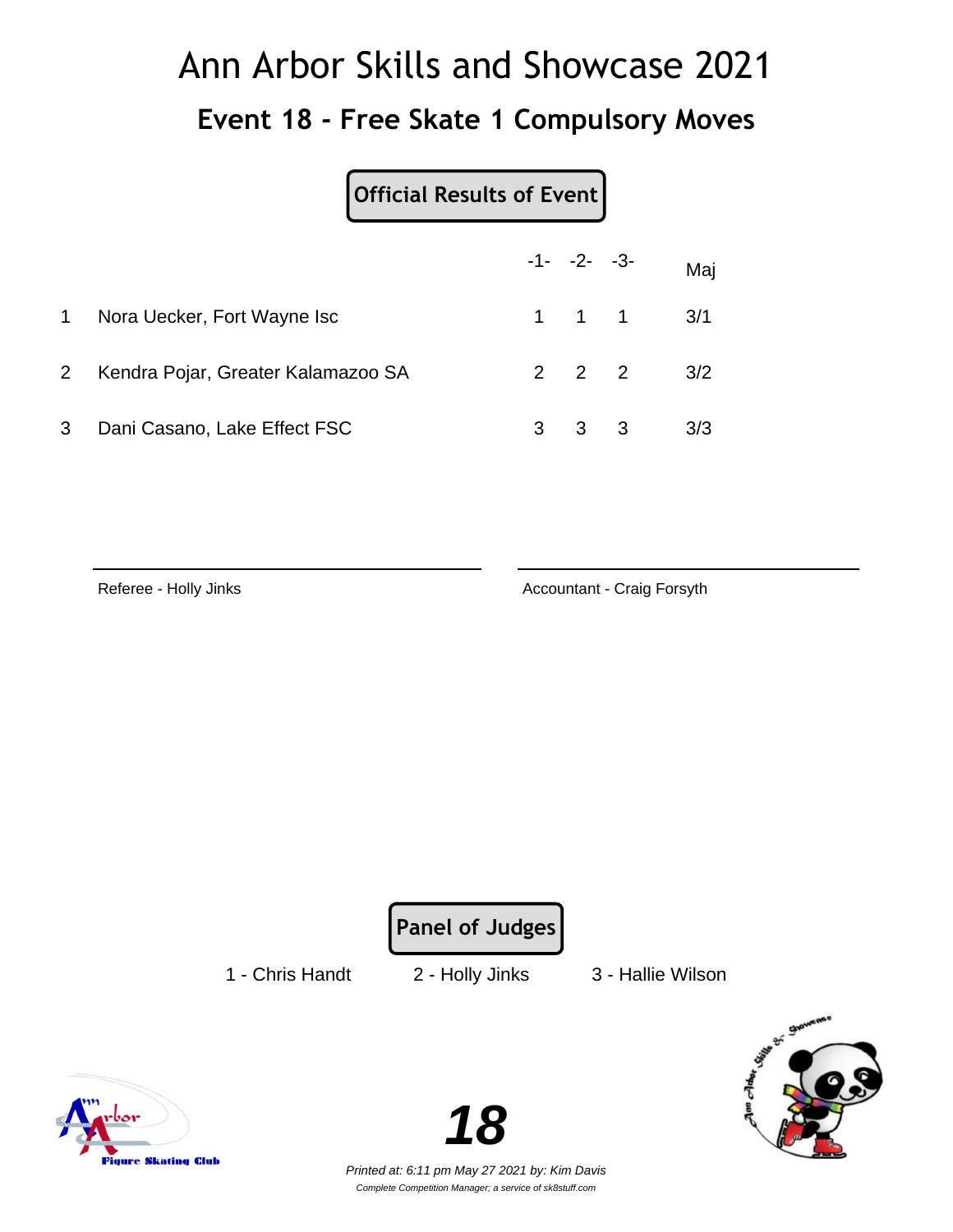# Ann Arbor Skills and Showcase 2021

## Event 18 - Free Skate 1 Compulsory Moves

**Official Results of Event**

| | | -1- | -2- | -3- | Maj |
|---|---|---|---|---|---|
| 1 | Nora Uecker, Fort Wayne Isc | 1 | 1 | 1 | 3/1 |
| 2 | Kendra Pojar, Greater Kalamazoo SA | 2 | 2 | 2 | 3/2 |
| 3 | Dani Casano, Lake Effect FSC | 3 | 3 | 3 | 3/3 |

Referee - Holly Jinks

Accountant - Craig Forsyth

**Panel of Judges**

1 - Chris Handt    2 - Holly Jinks    3 - Hallie Wilson

*18*

*Printed at: 6:11 pm May 27 2021 by: Kim Davis*

*Complete Competition Manager; a service of sk8stuff.com*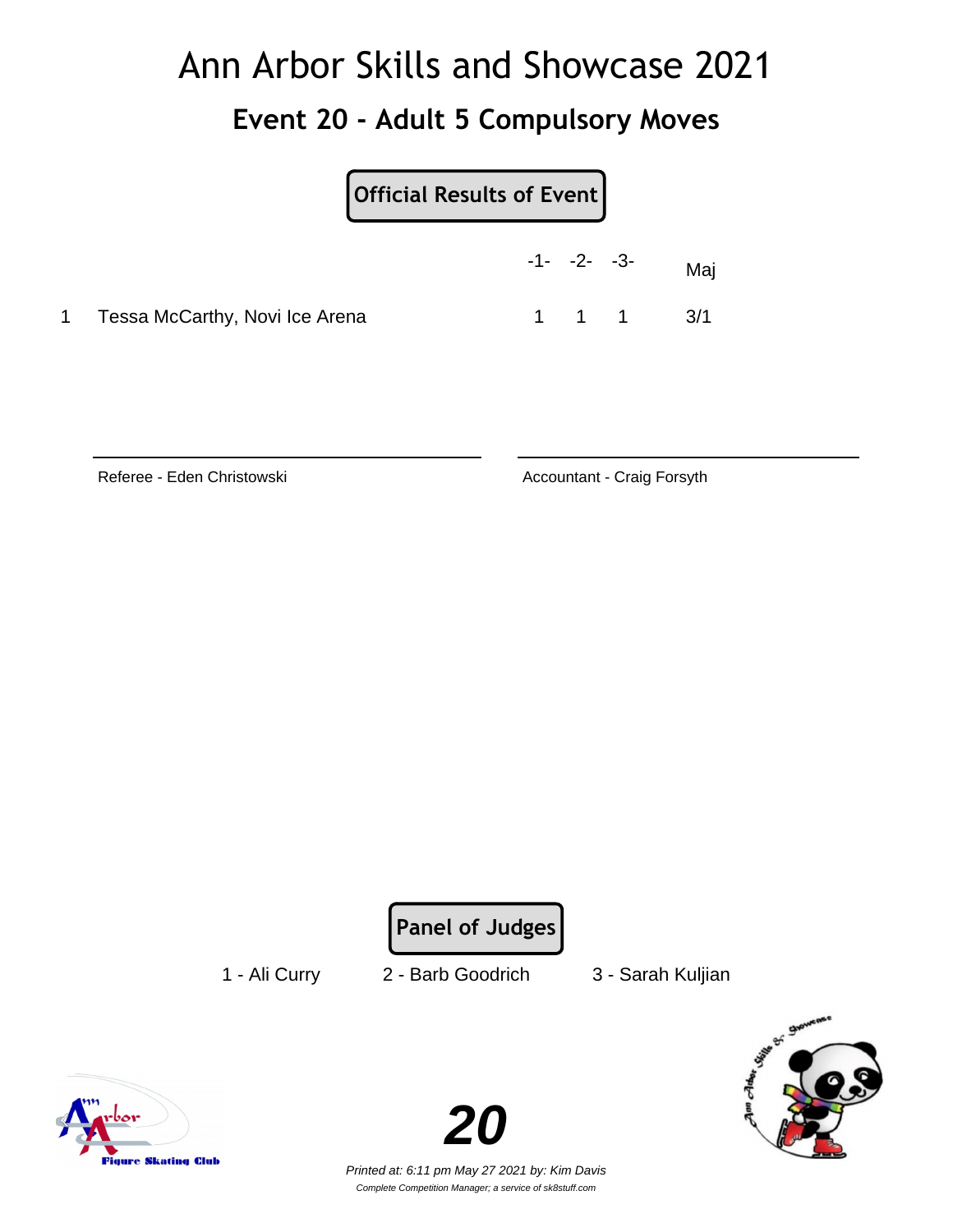# Ann Arbor Skills and Showcase 2021

## Event 20 - Adult 5 Compulsory Moves

**Official Results of Event**

| | | -1- | -2- | -3- | Maj |
|---|---|---|---|---|---|
| 1 | Tessa McCarthy, Novi Ice Arena | 1 | 1 | 1 | 3/1 |

Referee - Eden Christowski

Accountant - Craig Forsyth

**Panel of Judges**

1 - Ali Curry    2 - Barb Goodrich    3 - Sarah Kuljian

***20***

*Printed at: 6:11 pm May 27 2021 by: Kim Davis*

*Complete Competition Manager; a service of sk8stuff.com*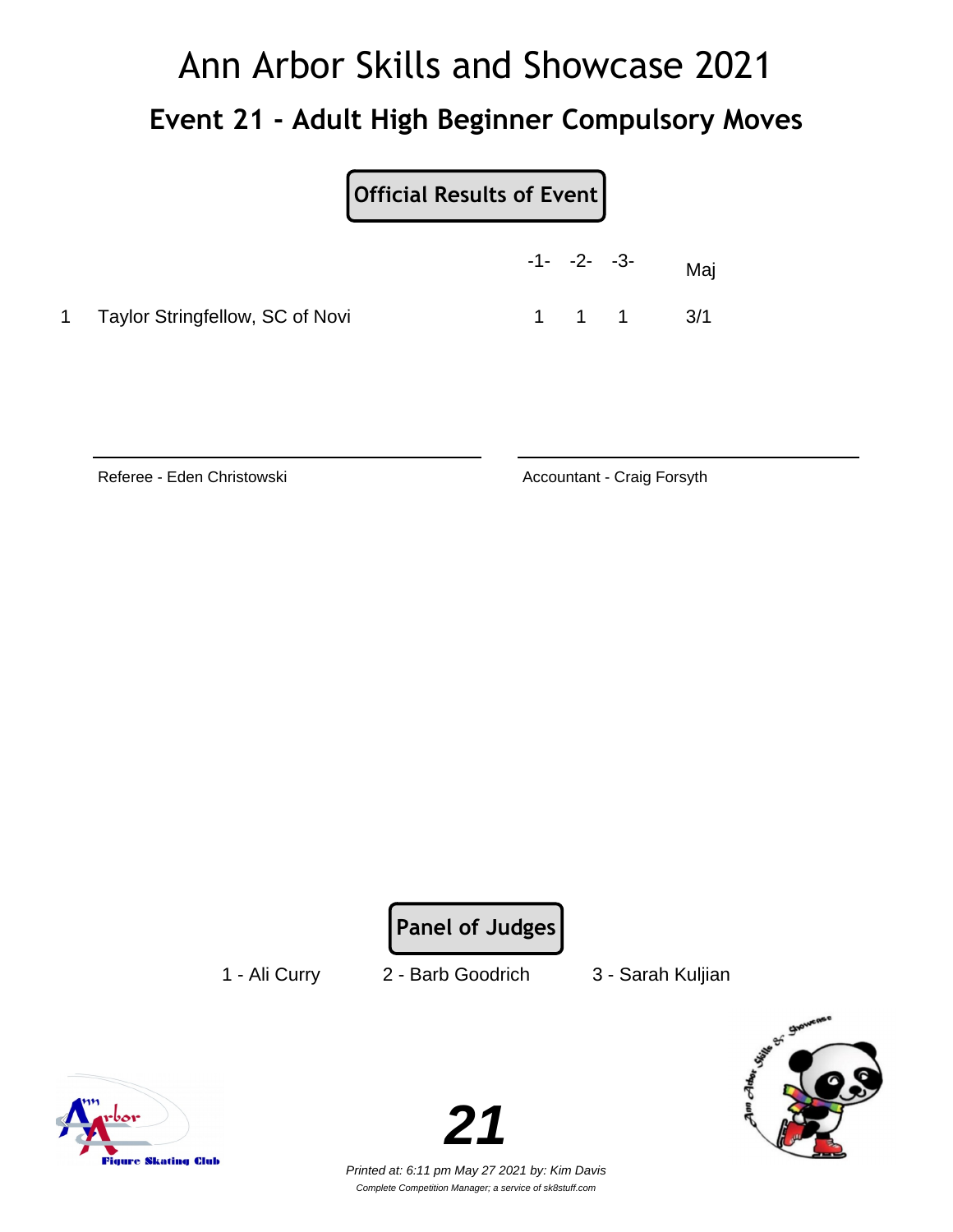# Ann Arbor Skills and Showcase 2021

## Event 21 - Adult High Beginner Compulsory Moves

**Official Results of Event**

| | | -1- | -2- | -3- | Maj |
|---|---|---|---|---|---|
| 1 | Taylor Stringfellow, SC of Novi | 1 | 1 | 1 | 3/1 |

Referee - Eden Christowski

Accountant - Craig Forsyth

**Panel of Judges**

1 - Ali Curry    2 - Barb Goodrich    3 - Sarah Kuljian

**21**

*Printed at: 6:11 pm May 27 2021 by: Kim Davis*

*Complete Competition Manager; a service of sk8stuff.com*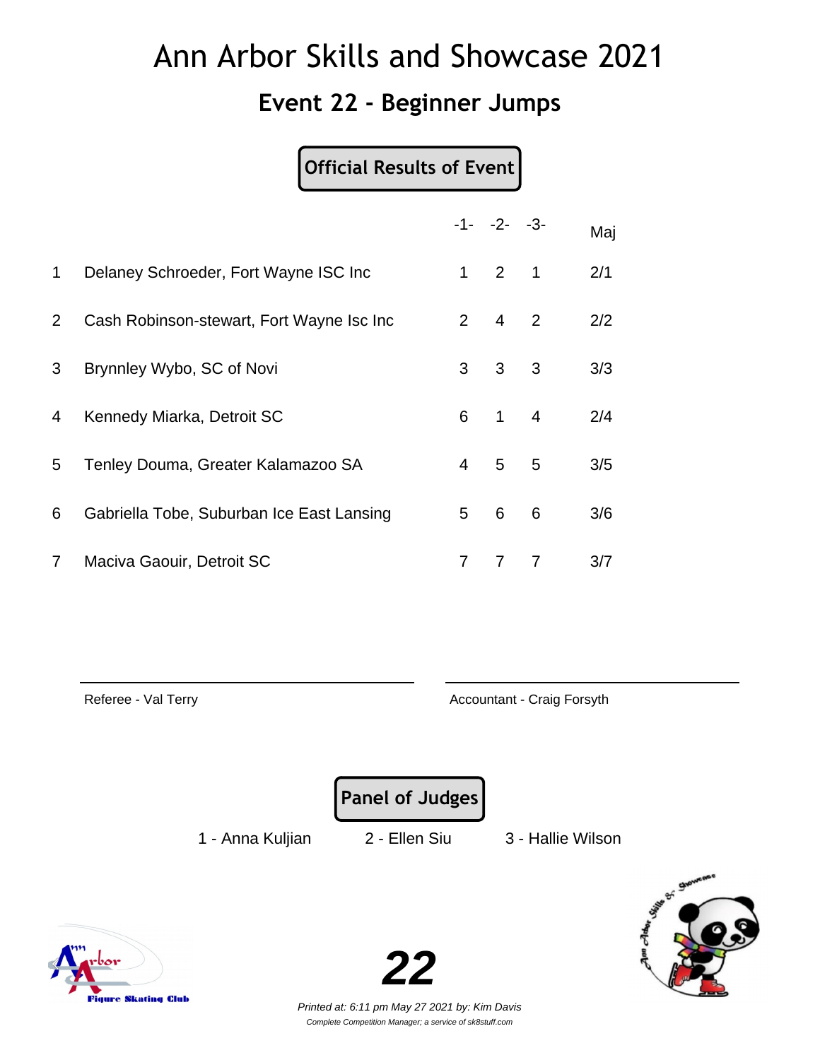# Ann Arbor Skills and Showcase 2021

## Event 22 - Beginner Jumps

**Official Results of Event**

| | | -1- | -2- | -3- | Maj |
|---|---|---|---|---|---|
| 1 | Delaney Schroeder, Fort Wayne ISC Inc | 1 | 2 | 1 | 2/1 |
| 2 | Cash Robinson-stewart, Fort Wayne Isc Inc | 2 | 4 | 2 | 2/2 |
| 3 | Brynnley Wybo, SC of Novi | 3 | 3 | 3 | 3/3 |
| 4 | Kennedy Miarka, Detroit SC | 6 | 1 | 4 | 2/4 |
| 5 | Tenley Douma, Greater Kalamazoo SA | 4 | 5 | 5 | 3/5 |
| 6 | Gabriella Tobe, Suburban Ice East Lansing | 5 | 6 | 6 | 3/6 |
| 7 | Maciva Gaouir, Detroit SC | 7 | 7 | 7 | 3/7 |

Referee - Val Terry

Accountant - Craig Forsyth

**Panel of Judges**

1 - Anna Kuljian    2 - Ellen Siu    3 - Hallie Wilson

**22**

*Printed at: 6:11 pm May 27 2021 by: Kim Davis*

*Complete Competition Manager; a service of sk8stuff.com*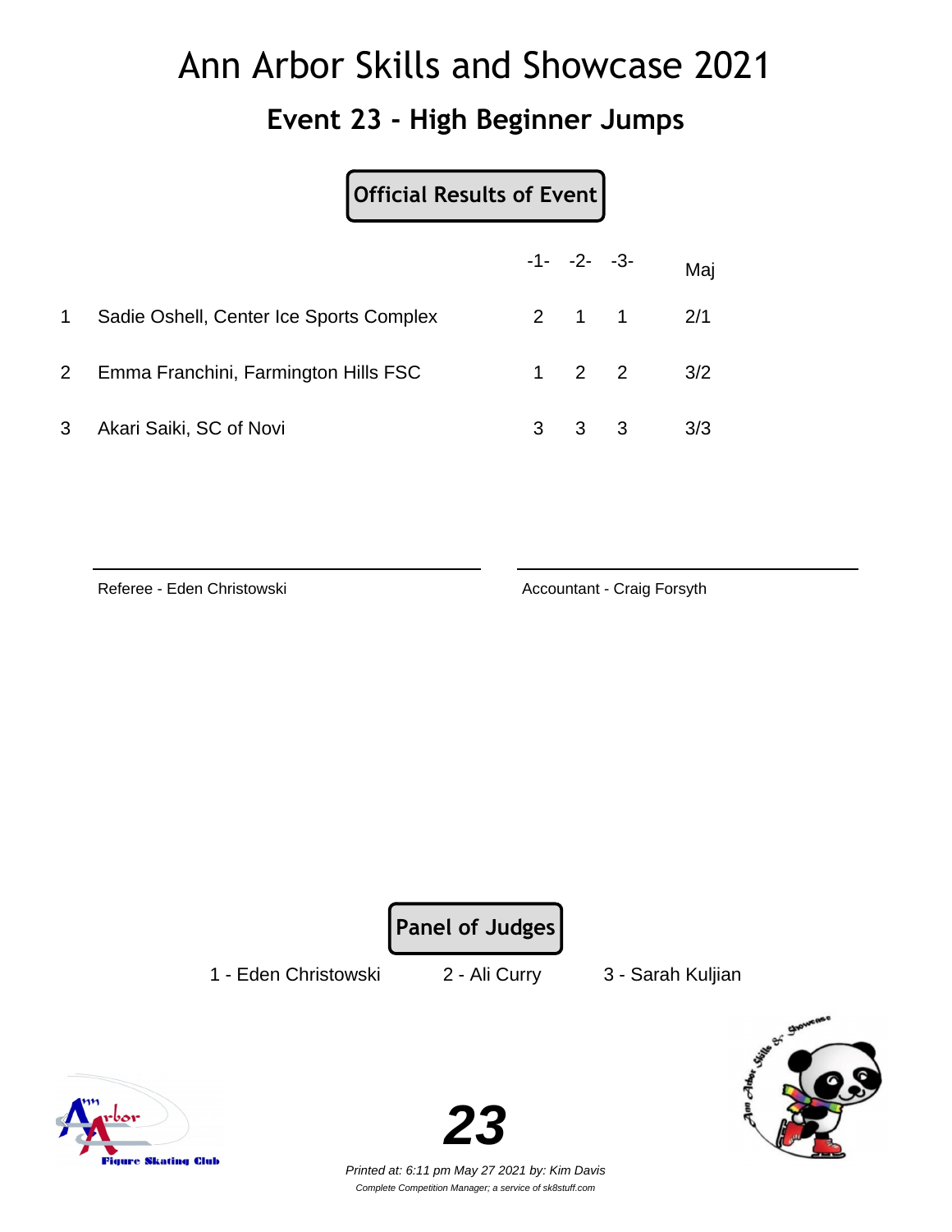# Ann Arbor Skills and Showcase 2021

## Event 23 - High Beginner Jumps

**Official Results of Event**

| | | -1- | -2- | -3- | Maj |
|---|---|---|---|---|---|
| 1 | Sadie Oshell, Center Ice Sports Complex | 2 | 1 | 1 | 2/1 |
| 2 | Emma Franchini, Farmington Hills FSC | 1 | 2 | 2 | 3/2 |
| 3 | Akari Saiki, SC of Novi | 3 | 3 | 3 | 3/3 |

Referee - Eden Christowski

Accountant - Craig Forsyth

**Panel of Judges**

1 - Eden Christowski　　2 - Ali Curry　　3 - Sarah Kuljian

**23**

*Printed at: 6:11 pm May 27 2021 by: Kim Davis*

*Complete Competition Manager; a service of sk8stuff.com*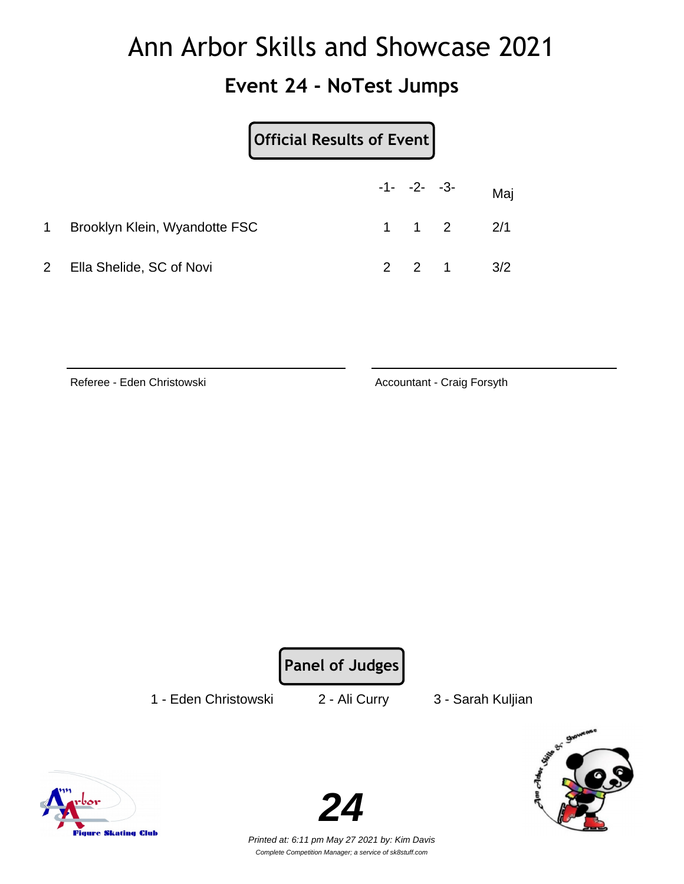# Ann Arbor Skills and Showcase 2021

## Event 24 - NoTest Jumps

**Official Results of Event**

| | | -1- | -2- | -3- | Maj |
|---|---|---|---|---|---|
| 1 | Brooklyn Klein, Wyandotte FSC | 1 | 1 | 2 | 2/1 |
| 2 | Ella Shelide, SC of Novi | 2 | 2 | 1 | 3/2 |

Referee - Eden Christowski

Accountant - Craig Forsyth

**Panel of Judges**

1 - Eden Christowski    2 - Ali Curry    3 - Sarah Kuljian

**24**

*Printed at: 6:11 pm May 27 2021 by: Kim Davis*

*Complete Competition Manager; a service of sk8stuff.com*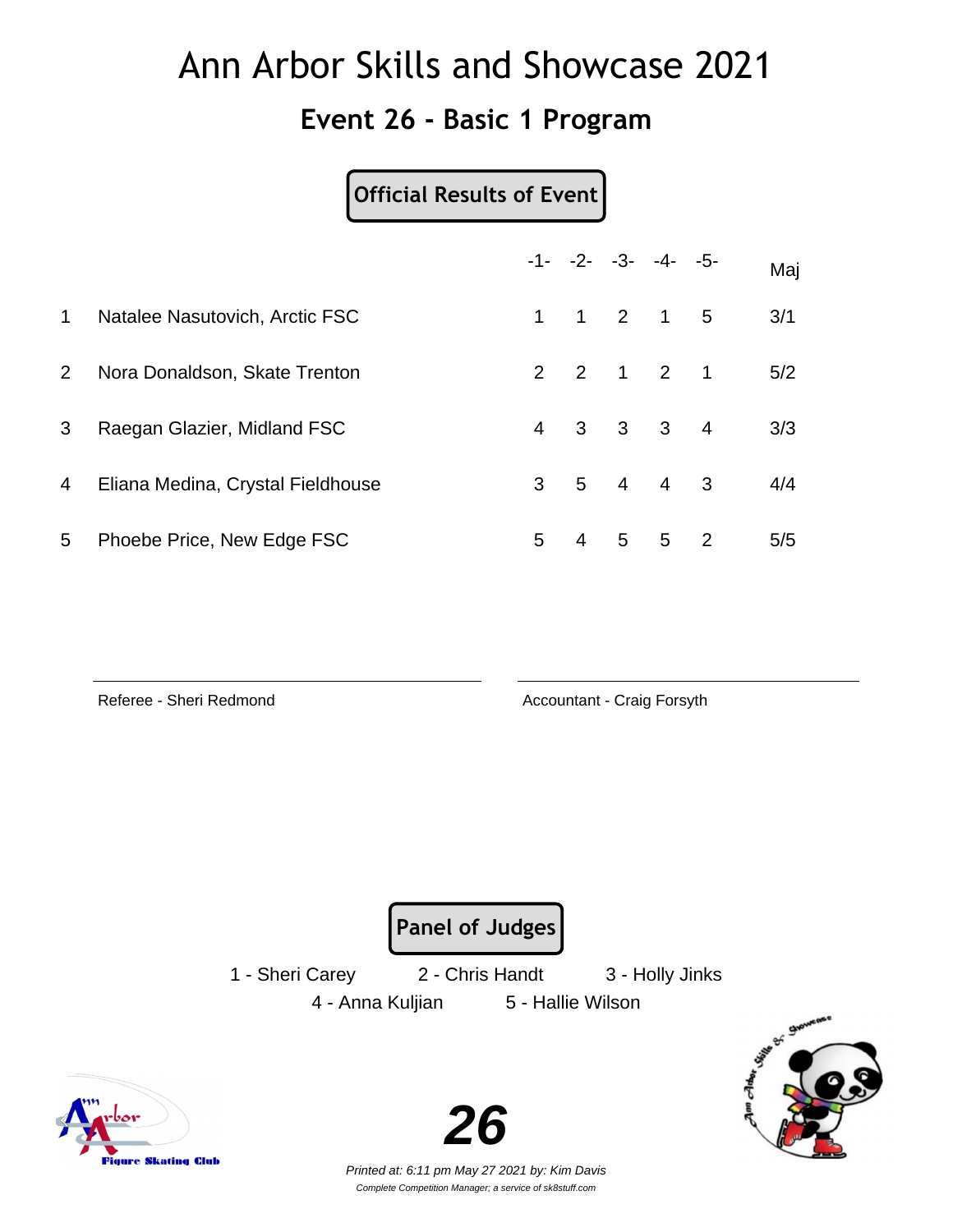# Ann Arbor Skills and Showcase 2021

## Event 26 - Basic 1 Program

**Official Results of Event**

| | | -1- | -2- | -3- | -4- | -5- | Maj |
|---|---|---|---|---|---|---|---|
| 1 | Natalee Nasutovich, Arctic FSC | 1 | 1 | 2 | 1 | 5 | 3/1 |
| 2 | Nora Donaldson, Skate Trenton | 2 | 2 | 1 | 2 | 1 | 5/2 |
| 3 | Raegan Glazier, Midland FSC | 4 | 3 | 3 | 3 | 4 | 3/3 |
| 4 | Eliana Medina, Crystal Fieldhouse | 3 | 5 | 4 | 4 | 3 | 4/4 |
| 5 | Phoebe Price, New Edge FSC | 5 | 4 | 5 | 5 | 2 | 5/5 |

Referee - Sheri Redmond

Accountant - Craig Forsyth

**Panel of Judges**

1 - Sheri Carey 2 - Chris Handt 3 - Holly Jinks

4 - Anna Kuljian 5 - Hallie Wilson

**26**

*Printed at: 6:11 pm May 27 2021 by: Kim Davis*

*Complete Competition Manager; a service of sk8stuff.com*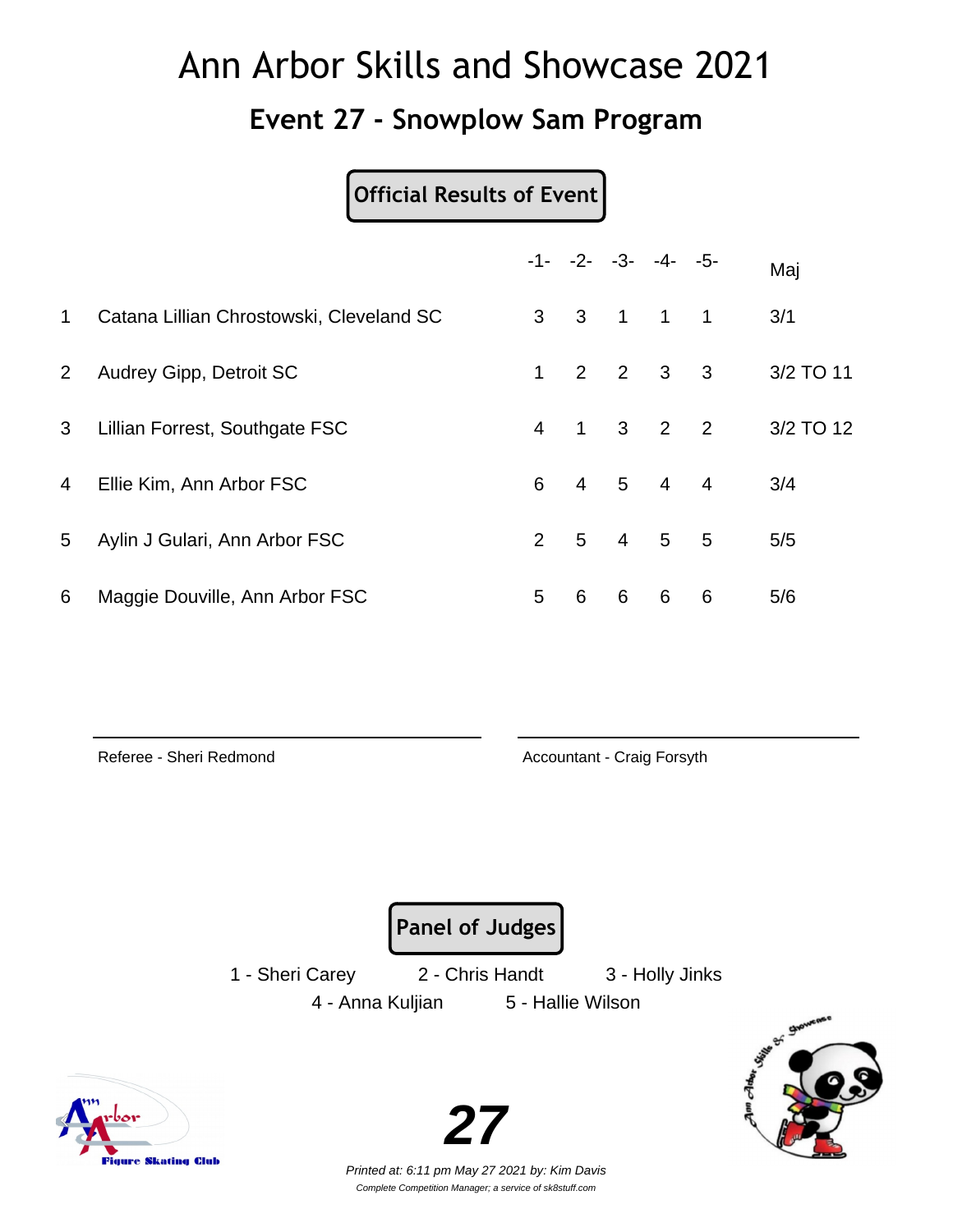# Ann Arbor Skills and Showcase 2021

## Event 27 - Snowplow Sam Program

**Official Results of Event**

| | | -1- | -2- | -3- | -4- | -5- | Maj |
|---|---|---|---|---|---|---|---|
| 1 | Catana Lillian Chrostowski, Cleveland SC | 3 | 3 | 1 | 1 | 1 | 3/1 |
| 2 | Audrey Gipp, Detroit SC | 1 | 2 | 2 | 3 | 3 | 3/2 TO 11 |
| 3 | Lillian Forrest, Southgate FSC | 4 | 1 | 3 | 2 | 2 | 3/2 TO 12 |
| 4 | Ellie Kim, Ann Arbor FSC | 6 | 4 | 5 | 4 | 4 | 3/4 |
| 5 | Aylin J Gulari, Ann Arbor FSC | 2 | 5 | 4 | 5 | 5 | 5/5 |
| 6 | Maggie Douville, Ann Arbor FSC | 5 | 6 | 6 | 6 | 6 | 5/6 |

Referee - Sheri Redmond

Accountant - Craig Forsyth

**Panel of Judges**

1 - Sheri Carey　2 - Chris Handt　3 - Holly Jinks

4 - Anna Kuljian　5 - Hallie Wilson

**27**

*Printed at: 6:11 pm May 27 2021 by: Kim Davis*

*Complete Competition Manager; a service of sk8stuff.com*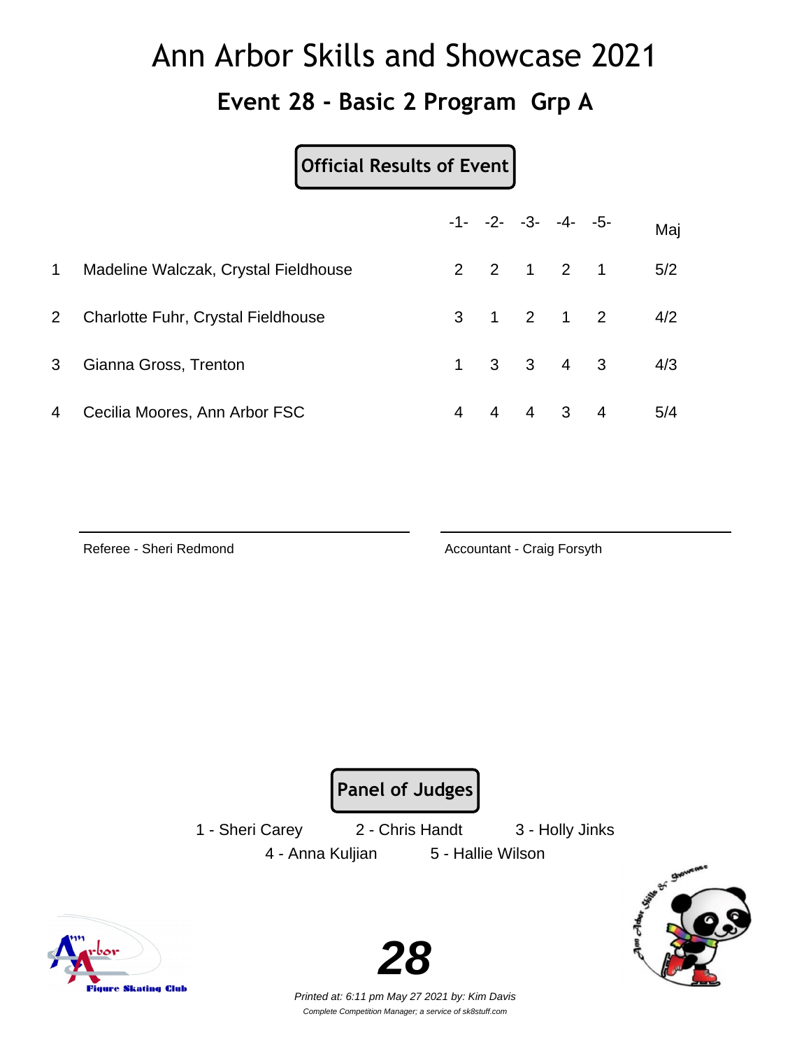# Ann Arbor Skills and Showcase 2021

## Event 28 - Basic 2 Program Grp A

**Official Results of Event**

| | | -1- | -2- | -3- | -4- | -5- | Maj |
|---|---|---|---|---|---|---|---|
| 1 | Madeline Walczak, Crystal Fieldhouse | 2 | 2 | 1 | 2 | 1 | 5/2 |
| 2 | Charlotte Fuhr, Crystal Fieldhouse | 3 | 1 | 2 | 1 | 2 | 4/2 |
| 3 | Gianna Gross, Trenton | 1 | 3 | 3 | 4 | 3 | 4/3 |
| 4 | Cecilia Moores, Ann Arbor FSC | 4 | 4 | 4 | 3 | 4 | 5/4 |

Referee - Sheri Redmond

Accountant - Craig Forsyth

**Panel of Judges**

1 - Sheri Carey 2 - Chris Handt 3 - Holly Jinks
4 - Anna Kuljian 5 - Hallie Wilson

**28**

*Printed at: 6:11 pm May 27 2021 by: Kim Davis*
*Complete Competition Manager; a service of sk8stuff.com*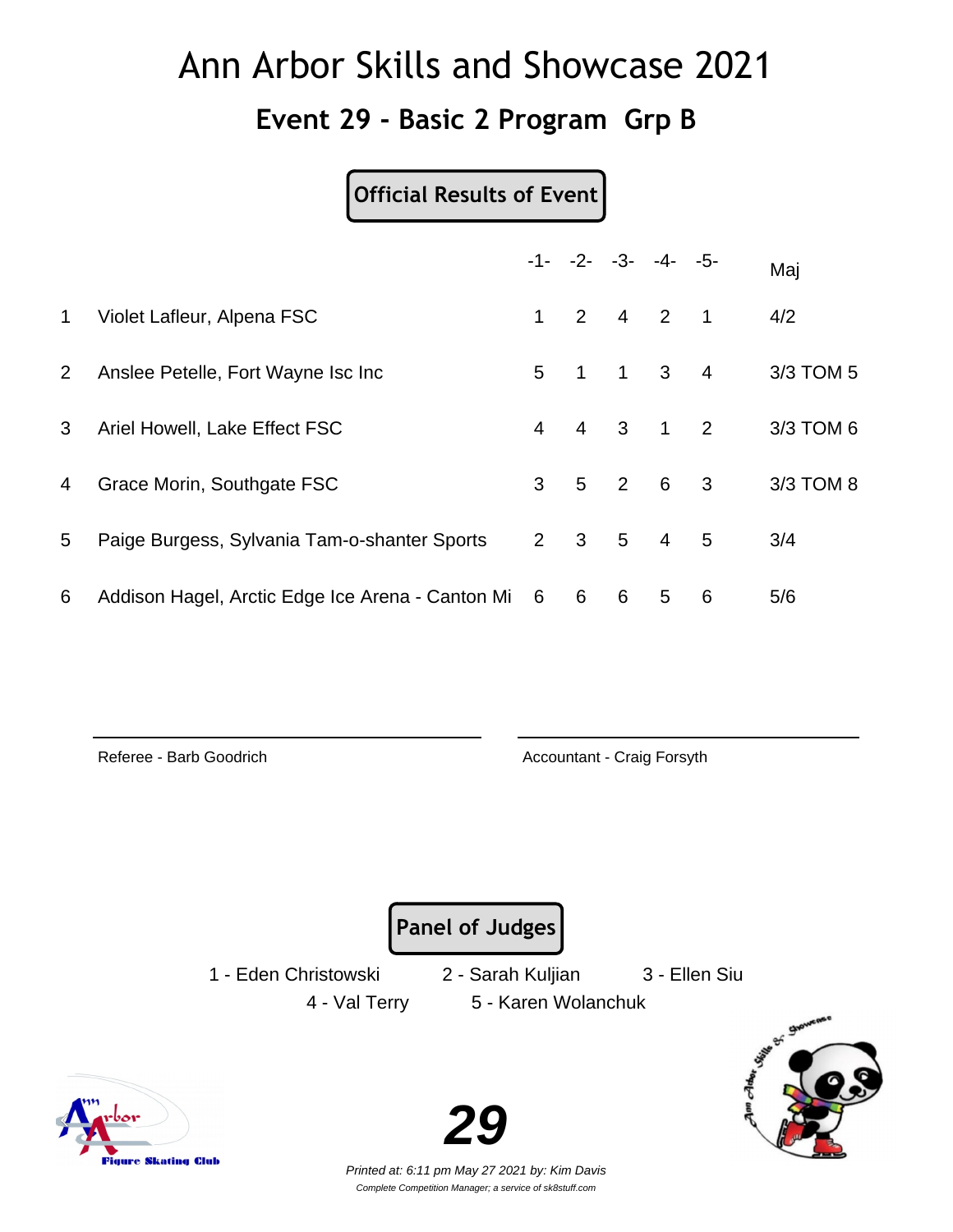# Ann Arbor Skills and Showcase 2021

## Event 29 - Basic 2 Program Grp B

**Official Results of Event**

| | | -1- | -2- | -3- | -4- | -5- | Maj |
|---|---|---|---|---|---|---|---|
| 1 | Violet Lafleur, Alpena FSC | 1 | 2 | 4 | 2 | 1 | 4/2 |
| 2 | Anslee Petelle, Fort Wayne Isc Inc | 5 | 1 | 1 | 3 | 4 | 3/3 TOM 5 |
| 3 | Ariel Howell, Lake Effect FSC | 4 | 4 | 3 | 1 | 2 | 3/3 TOM 6 |
| 4 | Grace Morin, Southgate FSC | 3 | 5 | 2 | 6 | 3 | 3/3 TOM 8 |
| 5 | Paige Burgess, Sylvania Tam-o-shanter Sports | 2 | 3 | 5 | 4 | 5 | 3/4 |
| 6 | Addison Hagel, Arctic Edge Ice Arena - Canton Mi | 6 | 6 | 6 | 5 | 6 | 5/6 |

Referee - Barb Goodrich

Accountant - Craig Forsyth

**Panel of Judges**

1 - Eden Christowski 2 - Sarah Kuljian 3 - Ellen Siu

4 - Val Terry 5 - Karen Wolanchuk

**29**

*Printed at: 6:11 pm May 27 2021 by: Kim Davis*

*Complete Competition Manager; a service of sk8stuff.com*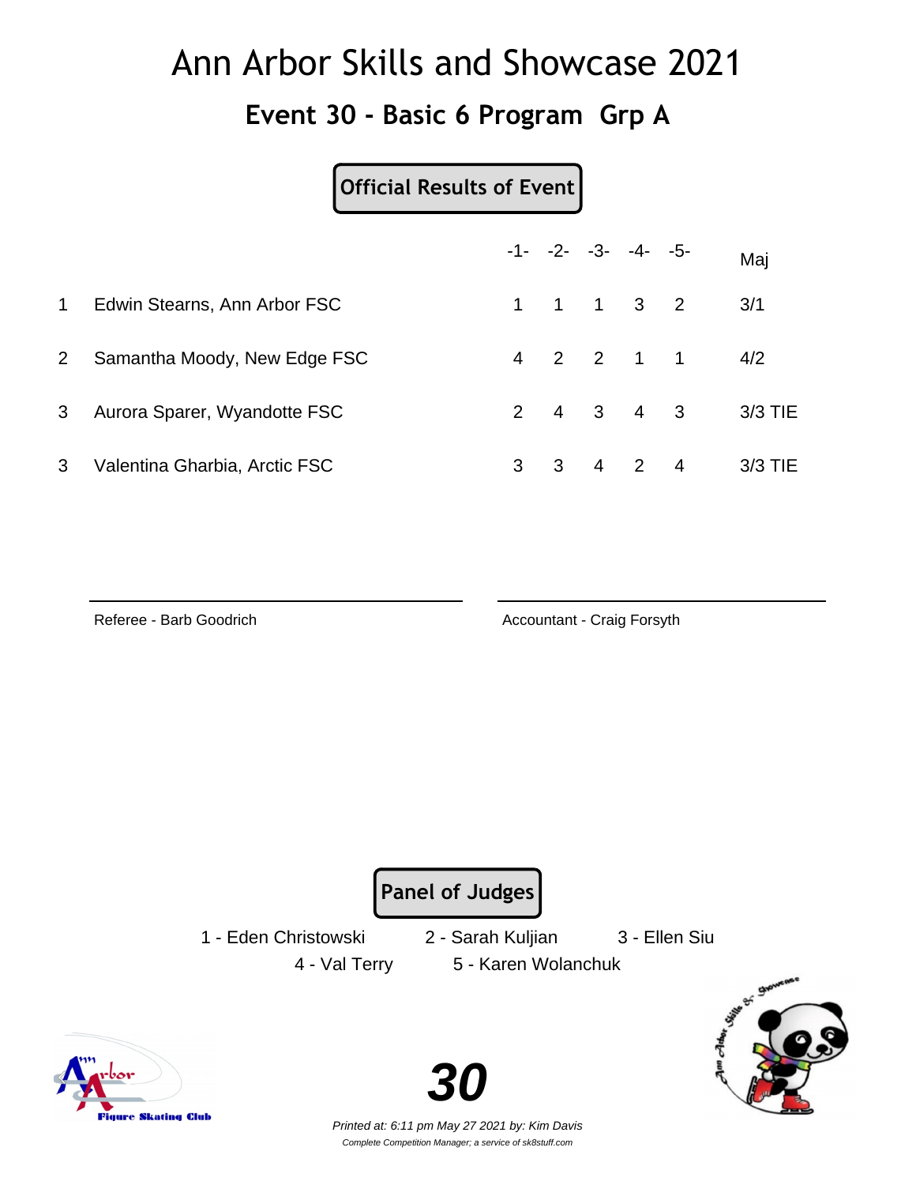# Ann Arbor Skills and Showcase 2021

## Event 30 - Basic 6 Program Grp A

**Official Results of Event**

| | | -1- | -2- | -3- | -4- | -5- | Maj |
|---|---|---|---|---|---|---|---|
| 1 | Edwin Stearns, Ann Arbor FSC | 1 | 1 | 1 | 3 | 2 | 3/1 |
| 2 | Samantha Moody, New Edge FSC | 4 | 2 | 2 | 1 | 1 | 4/2 |
| 3 | Aurora Sparer, Wyandotte FSC | 2 | 4 | 3 | 4 | 3 | 3/3 TIE |
| 3 | Valentina Gharbia, Arctic FSC | 3 | 3 | 4 | 2 | 4 | 3/3 TIE |

Referee - Barb Goodrich

Accountant - Craig Forsyth

**Panel of Judges**

1 - Eden Christowski  2 - Sarah Kuljian  3 - Ellen Siu

4 - Val Terry  5 - Karen Wolanchuk

**30**

*Printed at: 6:11 pm May 27 2021 by: Kim Davis*

*Complete Competition Manager; a service of sk8stuff.com*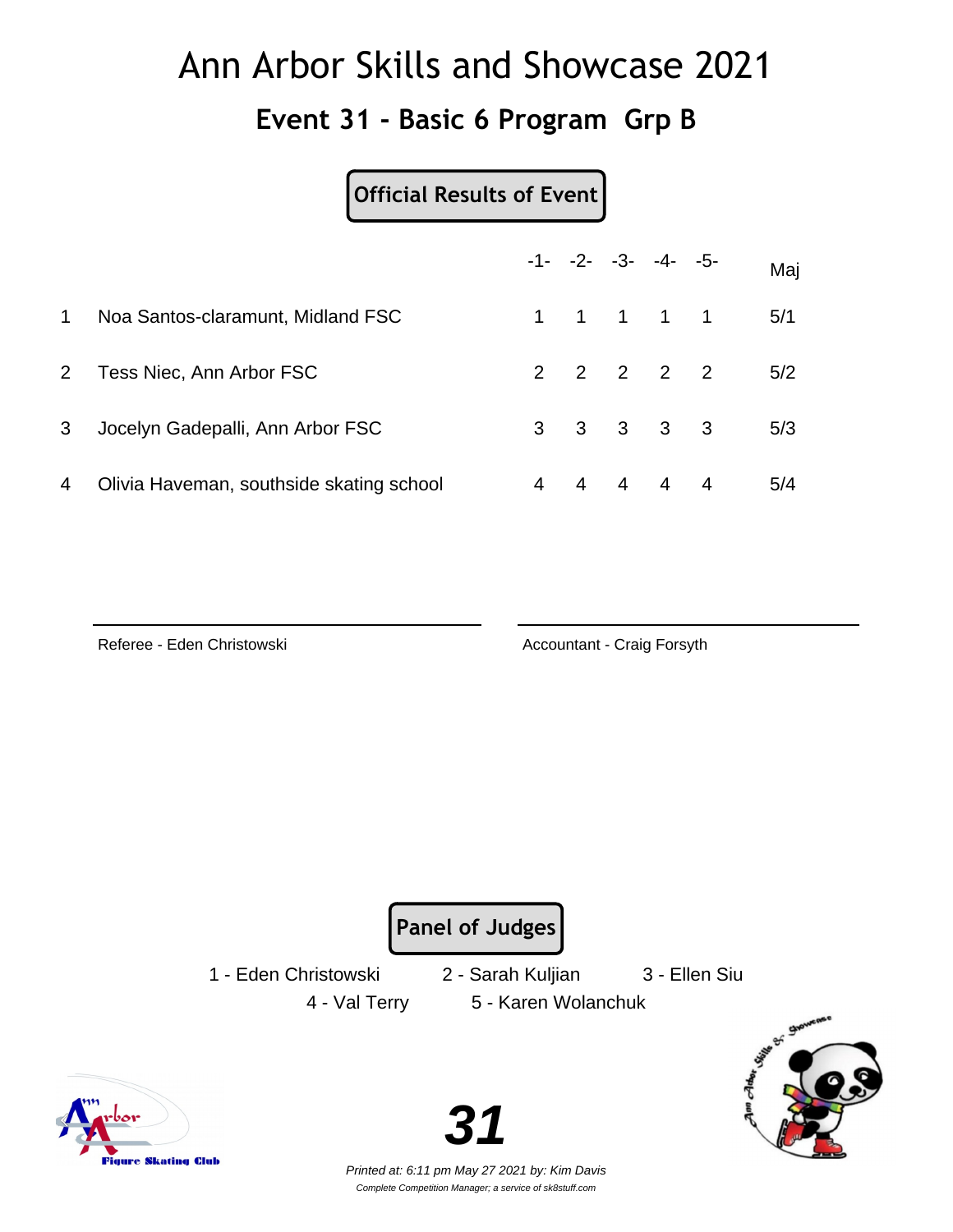# Ann Arbor Skills and Showcase 2021

## Event 31 - Basic 6 Program Grp B

**Official Results of Event**

| | | -1- | -2- | -3- | -4- | -5- | Maj |
|---|---|---|---|---|---|---|---|
| 1 | Noa Santos-claramunt, Midland FSC | 1 | 1 | 1 | 1 | 1 | 5/1 |
| 2 | Tess Niec, Ann Arbor FSC | 2 | 2 | 2 | 2 | 2 | 5/2 |
| 3 | Jocelyn Gadepalli, Ann Arbor FSC | 3 | 3 | 3 | 3 | 3 | 5/3 |
| 4 | Olivia Haveman, southside skating school | 4 | 4 | 4 | 4 | 4 | 5/4 |

Referee - Eden Christowski

Accountant - Craig Forsyth

**Panel of Judges**

1 - Eden Christowski 2 - Sarah Kuljian 3 - Ellen Siu
4 - Val Terry 5 - Karen Wolanchuk

**31**

*Printed at: 6:11 pm May 27 2021 by: Kim Davis*

*Complete Competition Manager; a service of sk8stuff.com*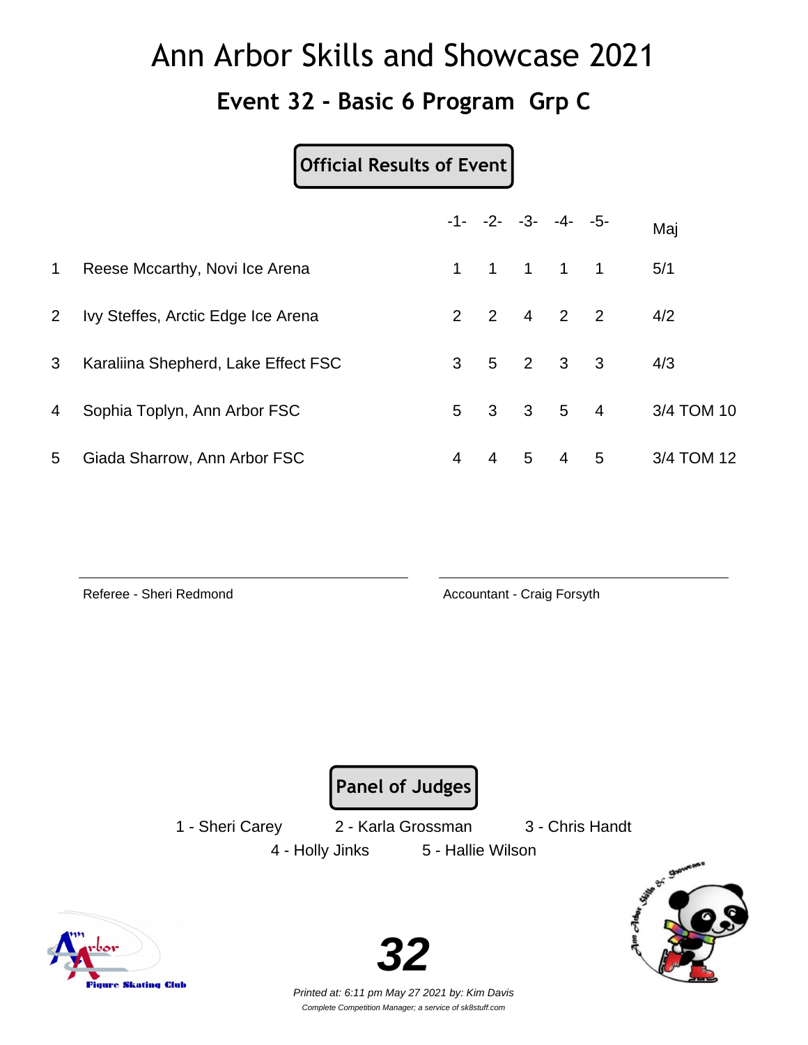# Ann Arbor Skills and Showcase 2021

## Event 32 - Basic 6 Program Grp C

**Official Results of Event**

| | | -1- | -2- | -3- | -4- | -5- | Maj |
|---|---|---|---|---|---|---|---|
| 1 | Reese Mccarthy, Novi Ice Arena | 1 | 1 | 1 | 1 | 1 | 5/1 |
| 2 | Ivy Steffes, Arctic Edge Ice Arena | 2 | 2 | 4 | 2 | 2 | 4/2 |
| 3 | Karaliina Shepherd, Lake Effect FSC | 3 | 5 | 2 | 3 | 3 | 4/3 |
| 4 | Sophia Toplyn, Ann Arbor FSC | 5 | 3 | 3 | 5 | 4 | 3/4 TOM 10 |
| 5 | Giada Sharrow, Ann Arbor FSC | 4 | 4 | 5 | 4 | 5 | 3/4 TOM 12 |

Referee - Sheri Redmond

Accountant - Craig Forsyth

**Panel of Judges**

1 - Sheri Carey
2 - Karla Grossman
3 - Chris Handt
4 - Holly Jinks
5 - Hallie Wilson

**32**

*Printed at: 6:11 pm May 27 2021 by: Kim Davis*

*Complete Competition Manager; a service of sk8stuff.com*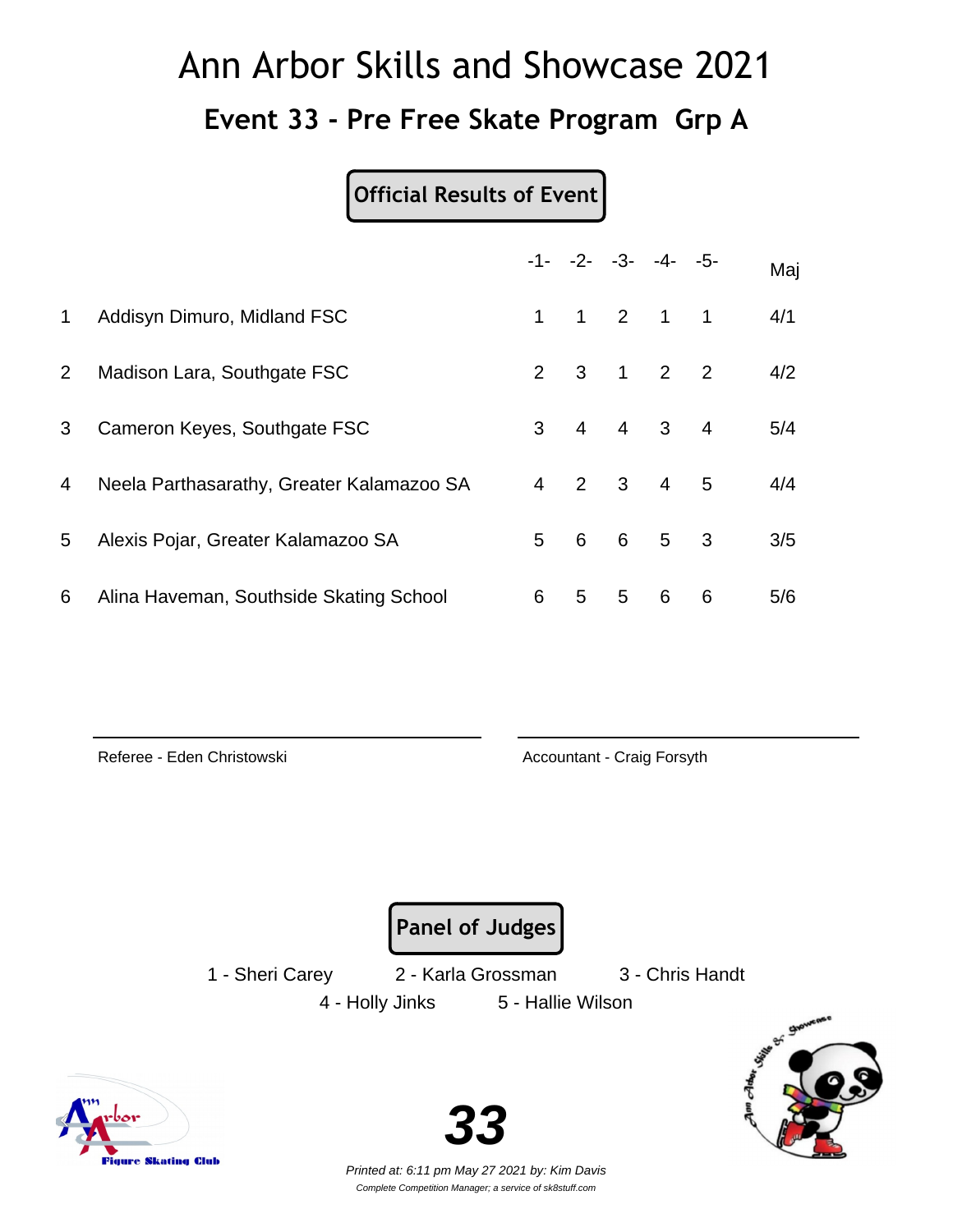# Ann Arbor Skills and Showcase 2021

## Event 33 - Pre Free Skate Program Grp A

**Official Results of Event**

| | | -1- | -2- | -3- | -4- | -5- | Maj |
|---|---|---|---|---|---|---|---|
| 1 | Addisyn Dimuro, Midland FSC | 1 | 1 | 2 | 1 | 1 | 4/1 |
| 2 | Madison Lara, Southgate FSC | 2 | 3 | 1 | 2 | 2 | 4/2 |
| 3 | Cameron Keyes, Southgate FSC | 3 | 4 | 4 | 3 | 4 | 5/4 |
| 4 | Neela Parthasarathy, Greater Kalamazoo SA | 4 | 2 | 3 | 4 | 5 | 4/4 |
| 5 | Alexis Pojar, Greater Kalamazoo SA | 5 | 6 | 6 | 5 | 3 | 3/5 |
| 6 | Alina Haveman, Southside Skating School | 6 | 5 | 5 | 6 | 6 | 5/6 |

Referee - Eden Christowski

Accountant - Craig Forsyth

**Panel of Judges**

1 - Sheri Carey
2 - Karla Grossman
3 - Chris Handt
4 - Holly Jinks
5 - Hallie Wilson

**33**

*Printed at: 6:11 pm May 27 2021 by: Kim Davis*

*Complete Competition Manager; a service of sk8stuff.com*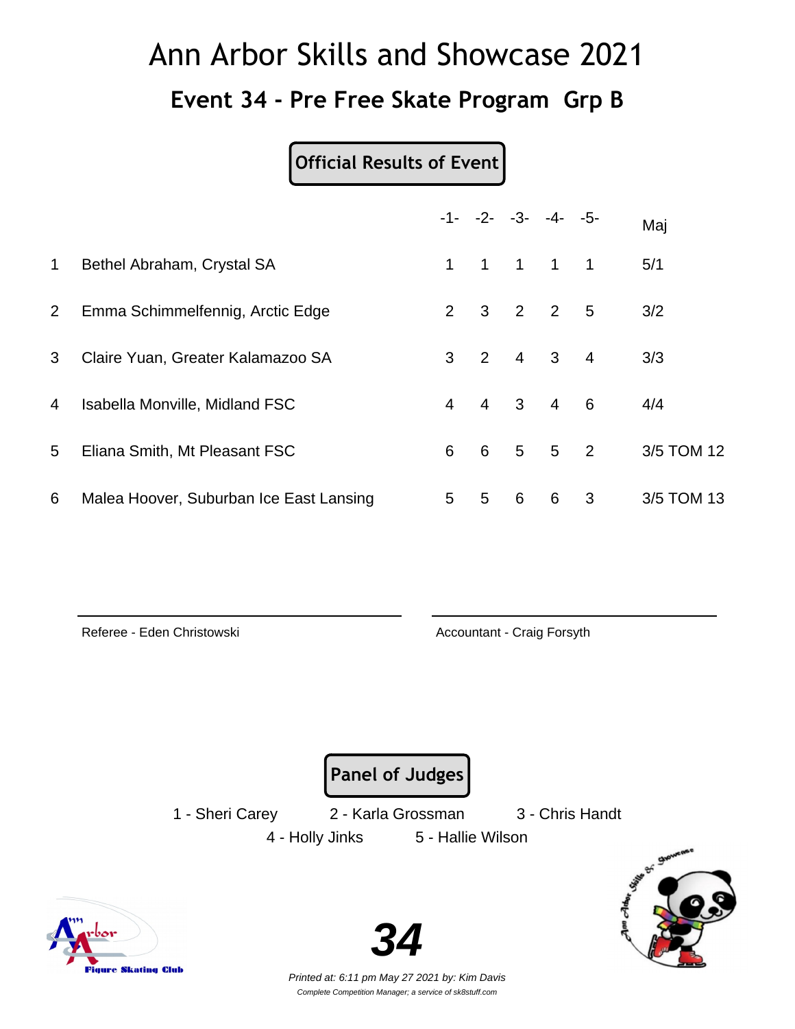# Ann Arbor Skills and Showcase 2021

## Event 34 - Pre Free Skate Program Grp B

**Official Results of Event**

| | | -1- | -2- | -3- | -4- | -5- | Maj |
|---|---|---|---|---|---|---|---|
| 1 | Bethel Abraham, Crystal SA | 1 | 1 | 1 | 1 | 1 | 5/1 |
| 2 | Emma Schimmelfennig, Arctic Edge | 2 | 3 | 2 | 2 | 5 | 3/2 |
| 3 | Claire Yuan, Greater Kalamazoo SA | 3 | 2 | 4 | 3 | 4 | 3/3 |
| 4 | Isabella Monville, Midland FSC | 4 | 4 | 3 | 4 | 6 | 4/4 |
| 5 | Eliana Smith, Mt Pleasant FSC | 6 | 6 | 5 | 5 | 2 | 3/5 TOM 12 |
| 6 | Malea Hoover, Suburban Ice East Lansing | 5 | 5 | 6 | 6 | 3 | 3/5 TOM 13 |

Referee - Eden Christowski

Accountant - Craig Forsyth

**Panel of Judges**

1 - Sheri Carey    2 - Karla Grossman    3 - Chris Handt

4 - Holly Jinks    5 - Hallie Wilson

**34**

*Printed at: 6:11 pm May 27 2021 by: Kim Davis*

*Complete Competition Manager; a service of sk8stuff.com*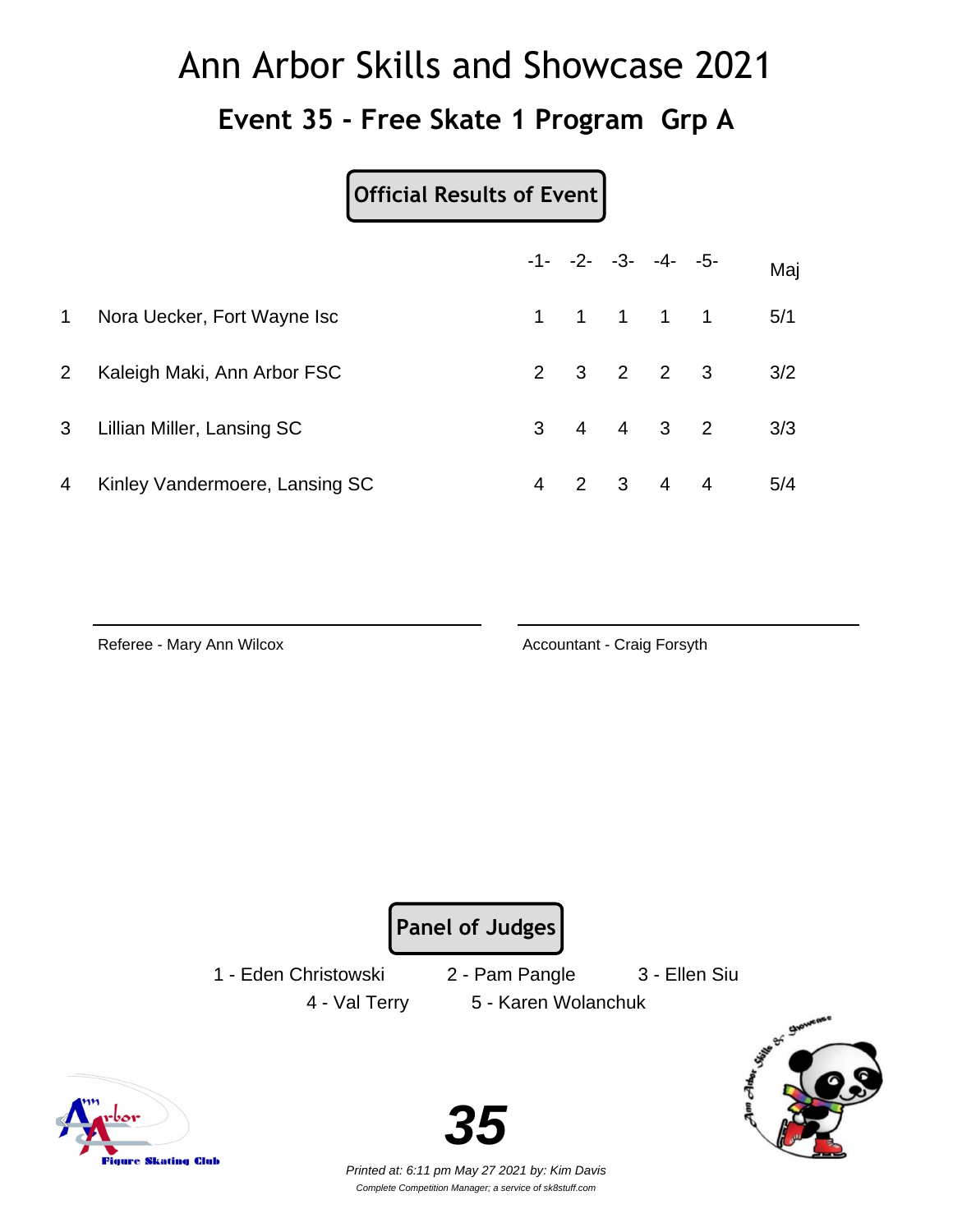# Ann Arbor Skills and Showcase 2021

## Event 35 - Free Skate 1 Program Grp A

**Official Results of Event**

| | | -1- | -2- | -3- | -4- | -5- | Maj |
|---|---|---|---|---|---|---|---|
| 1 | Nora Uecker, Fort Wayne Isc | 1 | 1 | 1 | 1 | 1 | 5/1 |
| 2 | Kaleigh Maki, Ann Arbor FSC | 2 | 3 | 2 | 2 | 3 | 3/2 |
| 3 | Lillian Miller, Lansing SC | 3 | 4 | 4 | 3 | 2 | 3/3 |
| 4 | Kinley Vandermoere, Lansing SC | 4 | 2 | 3 | 4 | 4 | 5/4 |

Referee - Mary Ann Wilcox

Accountant - Craig Forsyth

**Panel of Judges**

1 - Eden Christowski 2 - Pam Pangle 3 - Ellen Siu
4 - Val Terry 5 - Karen Wolanchuk

**35**

*Printed at: 6:11 pm May 27 2021 by: Kim Davis*

*Complete Competition Manager; a service of sk8stuff.com*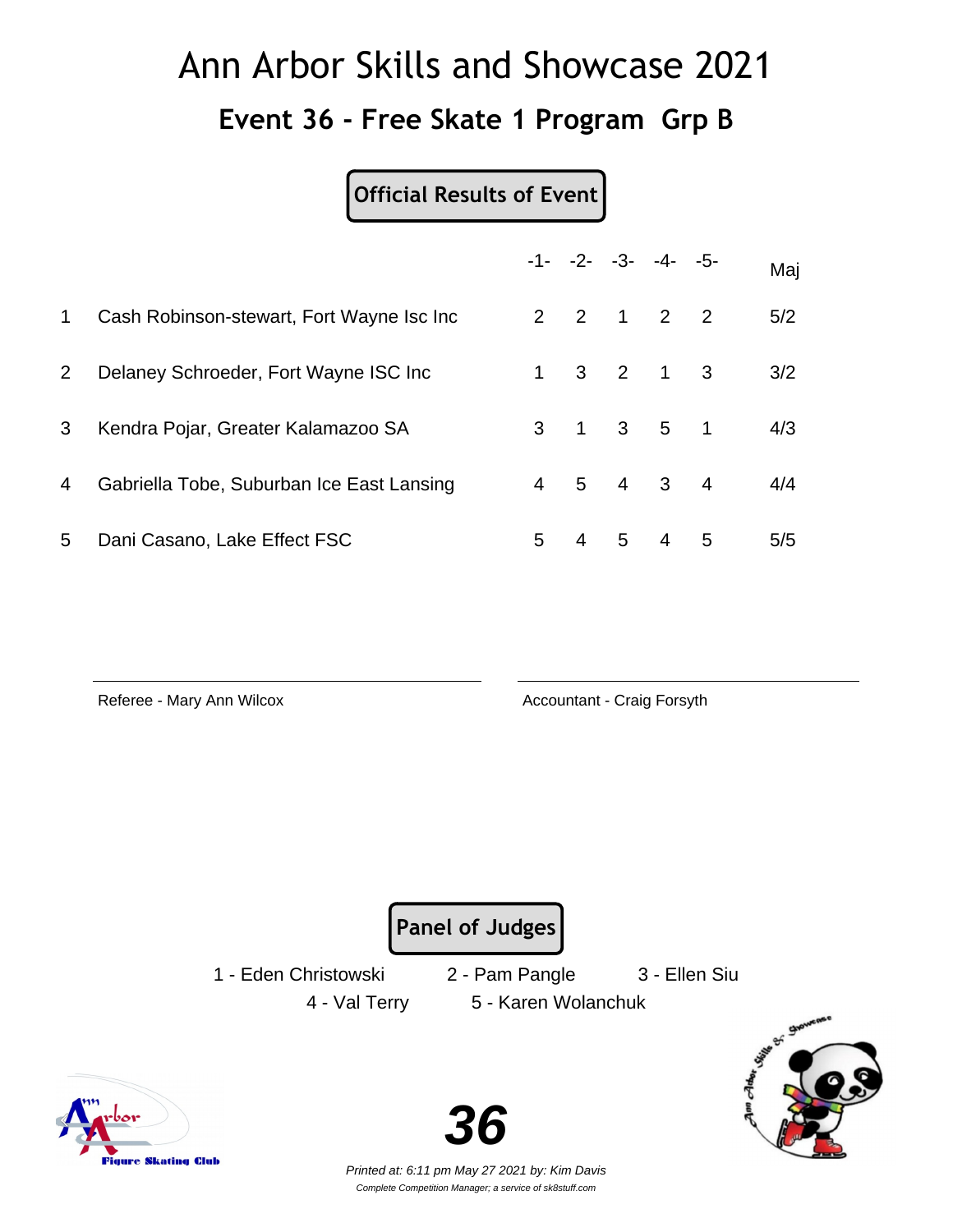# Ann Arbor Skills and Showcase 2021

## Event 36 - Free Skate 1 Program Grp B

**Official Results of Event**

| | | -1- | -2- | -3- | -4- | -5- | Maj |
|---|---|---|---|---|---|---|---|
| 1 | Cash Robinson-stewart, Fort Wayne Isc Inc | 2 | 2 | 1 | 2 | 2 | 5/2 |
| 2 | Delaney Schroeder, Fort Wayne ISC Inc | 1 | 3 | 2 | 1 | 3 | 3/2 |
| 3 | Kendra Pojar, Greater Kalamazoo SA | 3 | 1 | 3 | 5 | 1 | 4/3 |
| 4 | Gabriella Tobe, Suburban Ice East Lansing | 4 | 5 | 4 | 3 | 4 | 4/4 |
| 5 | Dani Casano, Lake Effect FSC | 5 | 4 | 5 | 4 | 5 | 5/5 |

Referee - Mary Ann Wilcox

Accountant - Craig Forsyth

**Panel of Judges**

1 - Eden Christowski
2 - Pam Pangle
3 - Ellen Siu
4 - Val Terry
5 - Karen Wolanchuk

**36**

*Printed at: 6:11 pm May 27 2021 by: Kim Davis*

*Complete Competition Manager; a service of sk8stuff.com*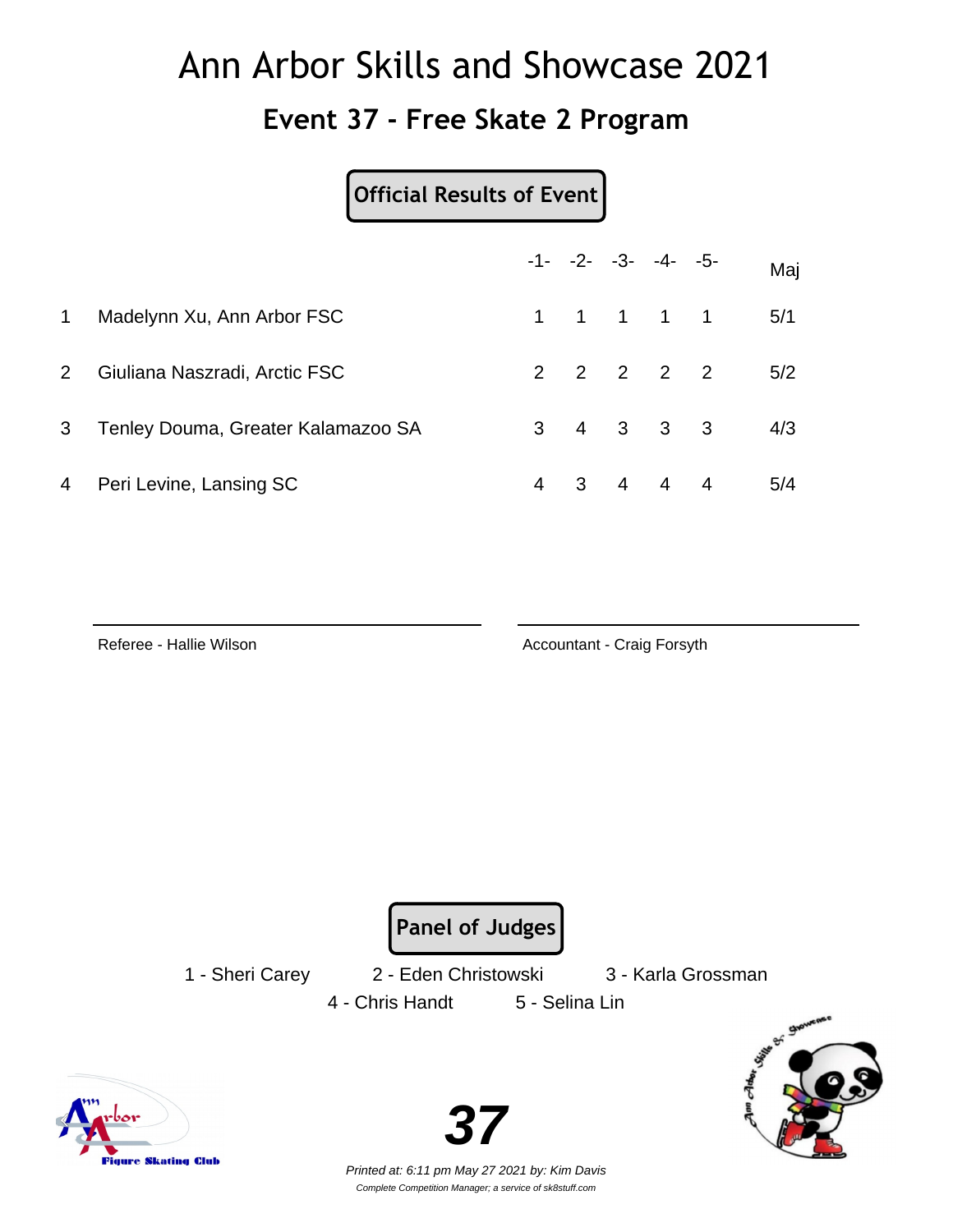# Ann Arbor Skills and Showcase 2021

## Event 37 - Free Skate 2 Program

**Official Results of Event**

| | | -1- | -2- | -3- | -4- | -5- | Maj |
|---|---|---|---|---|---|---|---|
| 1 | Madelynn Xu, Ann Arbor FSC | 1 | 1 | 1 | 1 | 1 | 5/1 |
| 2 | Giuliana Naszradi, Arctic FSC | 2 | 2 | 2 | 2 | 2 | 5/2 |
| 3 | Tenley Douma, Greater Kalamazoo SA | 3 | 4 | 3 | 3 | 3 | 4/3 |
| 4 | Peri Levine, Lansing SC | 4 | 3 | 4 | 4 | 4 | 5/4 |

Referee - Hallie Wilson

Accountant - Craig Forsyth

**Panel of Judges**

1 - Sheri Carey 2 - Eden Christowski 3 - Karla Grossman

4 - Chris Handt 5 - Selina Lin

**37**

*Printed at: 6:11 pm May 27 2021 by: Kim Davis*

*Complete Competition Manager; a service of sk8stuff.com*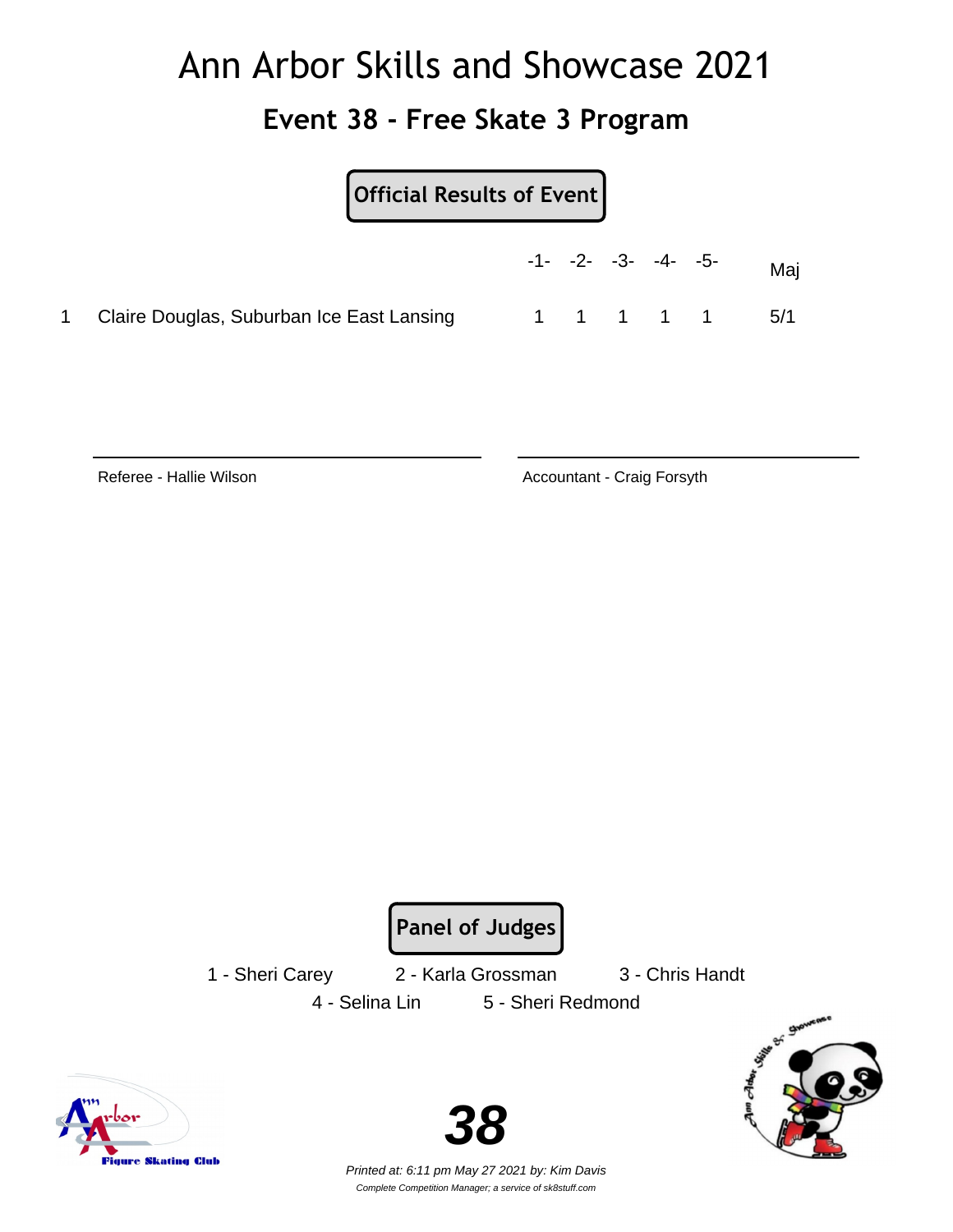# Ann Arbor Skills and Showcase 2021

## Event 38 - Free Skate 3 Program

**Official Results of Event**

| | | -1- | -2- | -3- | -4- | -5- | Maj |
|---|---|---|---|---|---|---|---|
| 1 | Claire Douglas, Suburban Ice East Lansing | 1 | 1 | 1 | 1 | 1 | 5/1 |

Referee - Hallie Wilson

Accountant - Craig Forsyth

**Panel of Judges**

1 - Sheri Carey    2 - Karla Grossman    3 - Chris Handt

4 - Selina Lin    5 - Sheri Redmond

***38***

*Printed at: 6:11 pm May 27 2021 by: Kim Davis*

*Complete Competition Manager; a service of sk8stuff.com*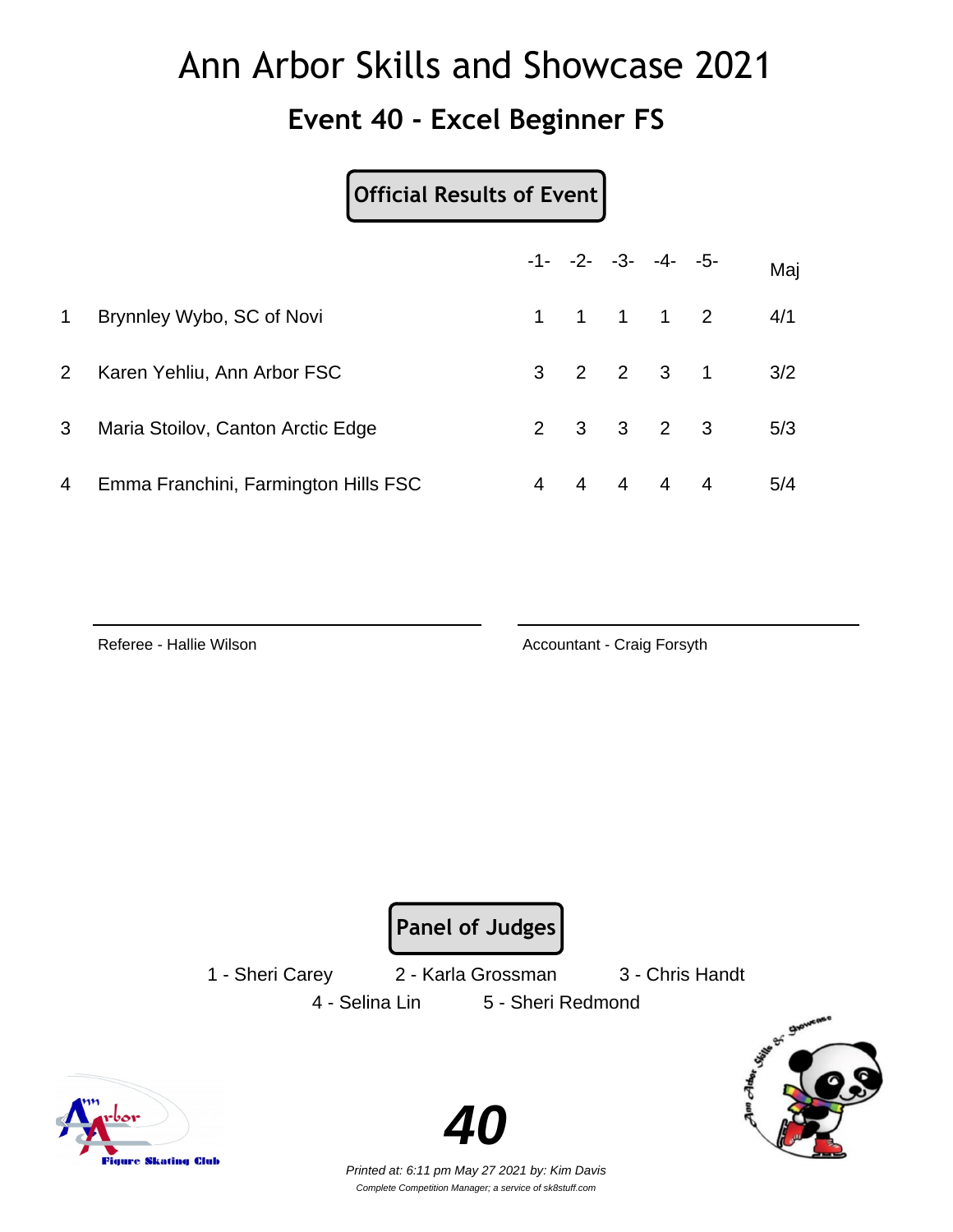# Ann Arbor Skills and Showcase 2021

## Event 40 - Excel Beginner FS

**Official Results of Event**

| | | -1- | -2- | -3- | -4- | -5- | Maj |
|---|---|---|---|---|---|---|---|
| 1 | Brynnley Wybo, SC of Novi | 1 | 1 | 1 | 1 | 2 | 4/1 |
| 2 | Karen Yehliu, Ann Arbor FSC | 3 | 2 | 2 | 3 | 1 | 3/2 |
| 3 | Maria Stoilov, Canton Arctic Edge | 2 | 3 | 3 | 2 | 3 | 5/3 |
| 4 | Emma Franchini, Farmington Hills FSC | 4 | 4 | 4 | 4 | 4 | 5/4 |

Referee - Hallie Wilson

Accountant - Craig Forsyth

**Panel of Judges**

1 - Sheri Carey 2 - Karla Grossman 3 - Chris Handt

4 - Selina Lin 5 - Sheri Redmond

**40**

*Printed at: 6:11 pm May 27 2021 by: Kim Davis*

*Complete Competition Manager; a service of sk8stuff.com*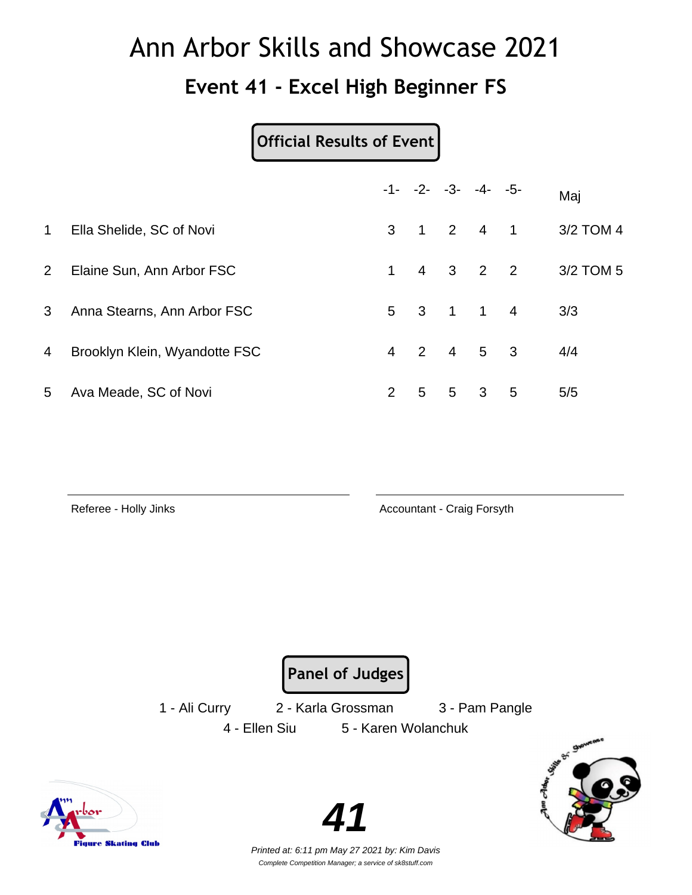# Ann Arbor Skills and Showcase 2021

## Event 41 - Excel High Beginner FS

**Official Results of Event**

| | | -1- | -2- | -3- | -4- | -5- | Maj |
|---|---|---|---|---|---|---|---|
| 1 | Ella Shelide, SC of Novi | 3 | 1 | 2 | 4 | 1 | 3/2 TOM 4 |
| 2 | Elaine Sun, Ann Arbor FSC | 1 | 4 | 3 | 2 | 2 | 3/2 TOM 5 |
| 3 | Anna Stearns, Ann Arbor FSC | 5 | 3 | 1 | 1 | 4 | 3/3 |
| 4 | Brooklyn Klein, Wyandotte FSC | 4 | 2 | 4 | 5 | 3 | 4/4 |
| 5 | Ava Meade, SC of Novi | 2 | 5 | 5 | 3 | 5 | 5/5 |

Referee - Holly Jinks

Accountant - Craig Forsyth

**Panel of Judges**

1 - Ali Curry  2 - Karla Grossman  3 - Pam Pangle
4 - Ellen Siu  5 - Karen Wolanchuk

**41**

*Printed at: 6:11 pm May 27 2021 by: Kim Davis*
*Complete Competition Manager; a service of sk8stuff.com*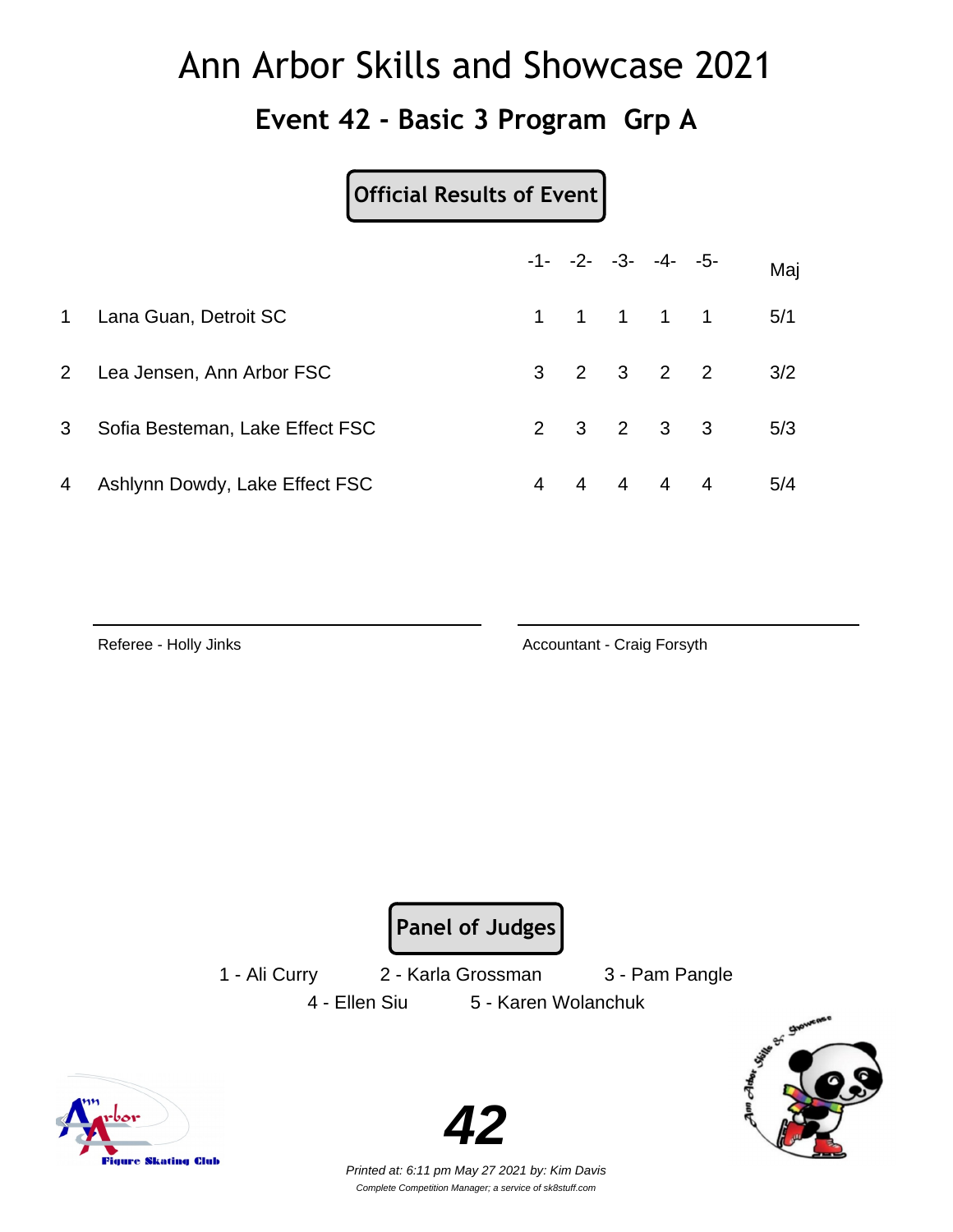# Ann Arbor Skills and Showcase 2021

## Event 42 - Basic 3 Program Grp A

**Official Results of Event**

| | | -1- | -2- | -3- | -4- | -5- | Maj |
|---|---|---|---|---|---|---|---|
| 1 | Lana Guan, Detroit SC | 1 | 1 | 1 | 1 | 1 | 5/1 |
| 2 | Lea Jensen, Ann Arbor FSC | 3 | 2 | 3 | 2 | 2 | 3/2 |
| 3 | Sofia Besteman, Lake Effect FSC | 2 | 3 | 2 | 3 | 3 | 5/3 |
| 4 | Ashlynn Dowdy, Lake Effect FSC | 4 | 4 | 4 | 4 | 4 | 5/4 |

Referee - Holly Jinks

Accountant - Craig Forsyth

**Panel of Judges**

1 - Ali Curry    2 - Karla Grossman    3 - Pam Pangle

4 - Ellen Siu    5 - Karen Wolanchuk

**42**

*Printed at: 6:11 pm May 27 2021 by: Kim Davis*

*Complete Competition Manager; a service of sk8stuff.com*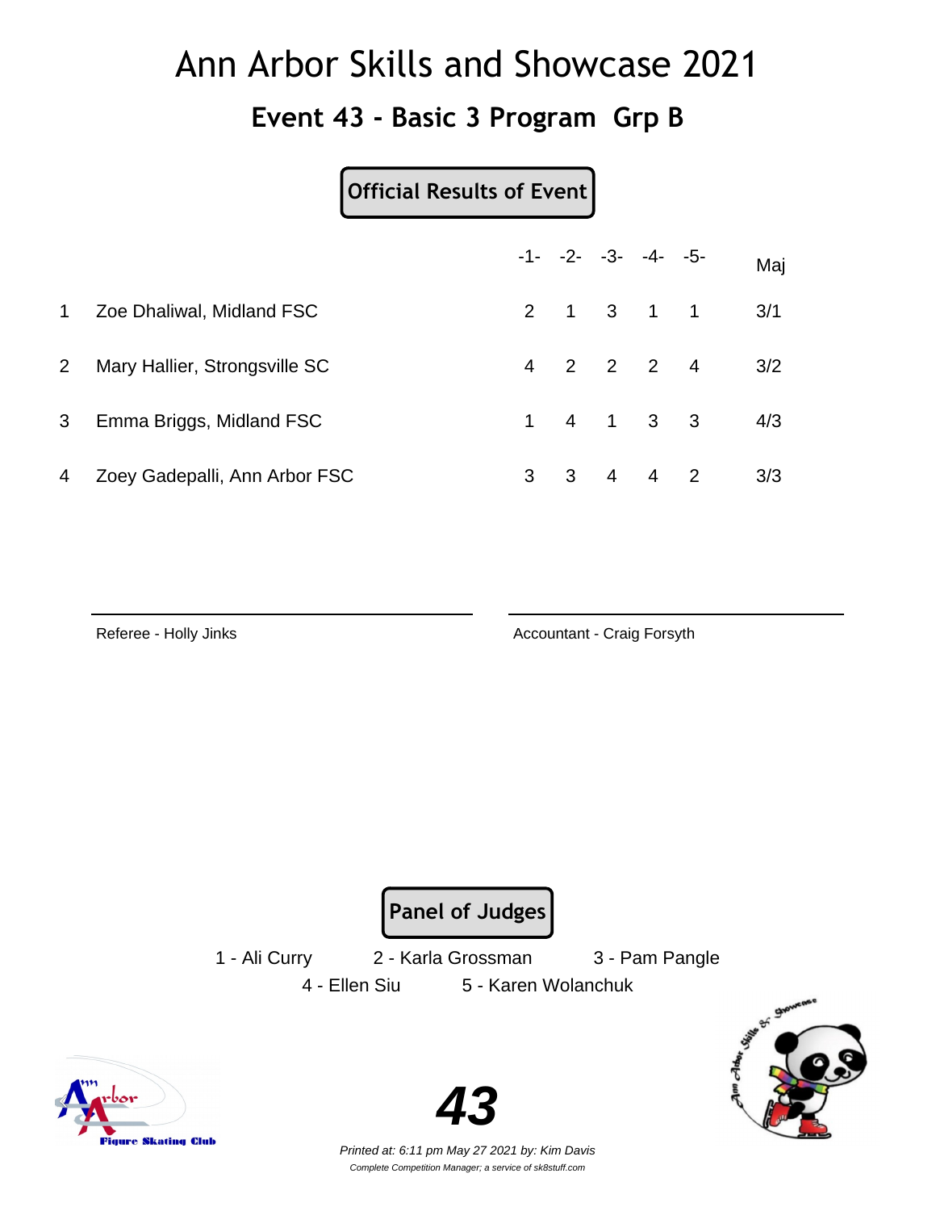# Ann Arbor Skills and Showcase 2021

## Event 43 - Basic 3 Program Grp B

**Official Results of Event**

| | | -1- | -2- | -3- | -4- | -5- | Maj |
|---|---|---|---|---|---|---|---|
| 1 | Zoe Dhaliwal, Midland FSC | 2 | 1 | 3 | 1 | 1 | 3/1 |
| 2 | Mary Hallier, Strongsville SC | 4 | 2 | 2 | 2 | 4 | 3/2 |
| 3 | Emma Briggs, Midland FSC | 1 | 4 | 1 | 3 | 3 | 4/3 |
| 4 | Zoey Gadepalli, Ann Arbor FSC | 3 | 3 | 4 | 4 | 2 | 3/3 |

Referee - Holly Jinks

Accountant - Craig Forsyth

**Panel of Judges**

1 - Ali Curry 2 - Karla Grossman 3 - Pam Pangle
4 - Ellen Siu 5 - Karen Wolanchuk

**43**

*Printed at: 6:11 pm May 27 2021 by: Kim Davis*
*Complete Competition Manager; a service of sk8stuff.com*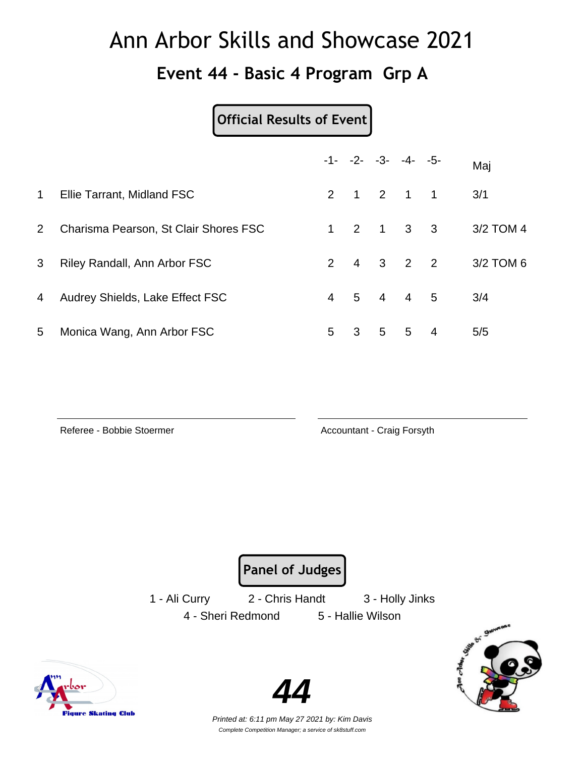# Ann Arbor Skills and Showcase 2021

## Event 44 - Basic 4 Program Grp A

**Official Results of Event**

| | | -1- | -2- | -3- | -4- | -5- | Maj |
|---|---|---|---|---|---|---|---|
| 1 | Ellie Tarrant, Midland FSC | 2 | 1 | 2 | 1 | 1 | 3/1 |
| 2 | Charisma Pearson, St Clair Shores FSC | 1 | 2 | 1 | 3 | 3 | 3/2 TOM 4 |
| 3 | Riley Randall, Ann Arbor FSC | 2 | 4 | 3 | 2 | 2 | 3/2 TOM 6 |
| 4 | Audrey Shields, Lake Effect FSC | 4 | 5 | 4 | 4 | 5 | 3/4 |
| 5 | Monica Wang, Ann Arbor FSC | 5 | 3 | 5 | 5 | 4 | 5/5 |

Referee - Bobbie Stoermer

Accountant - Craig Forsyth

**Panel of Judges**

1 - Ali Curry　2 - Chris Handt　3 - Holly Jinks

4 - Sheri Redmond　5 - Hallie Wilson

**44**

*Printed at: 6:11 pm May 27 2021 by: Kim Davis*

*Complete Competition Manager; a service of sk8stuff.com*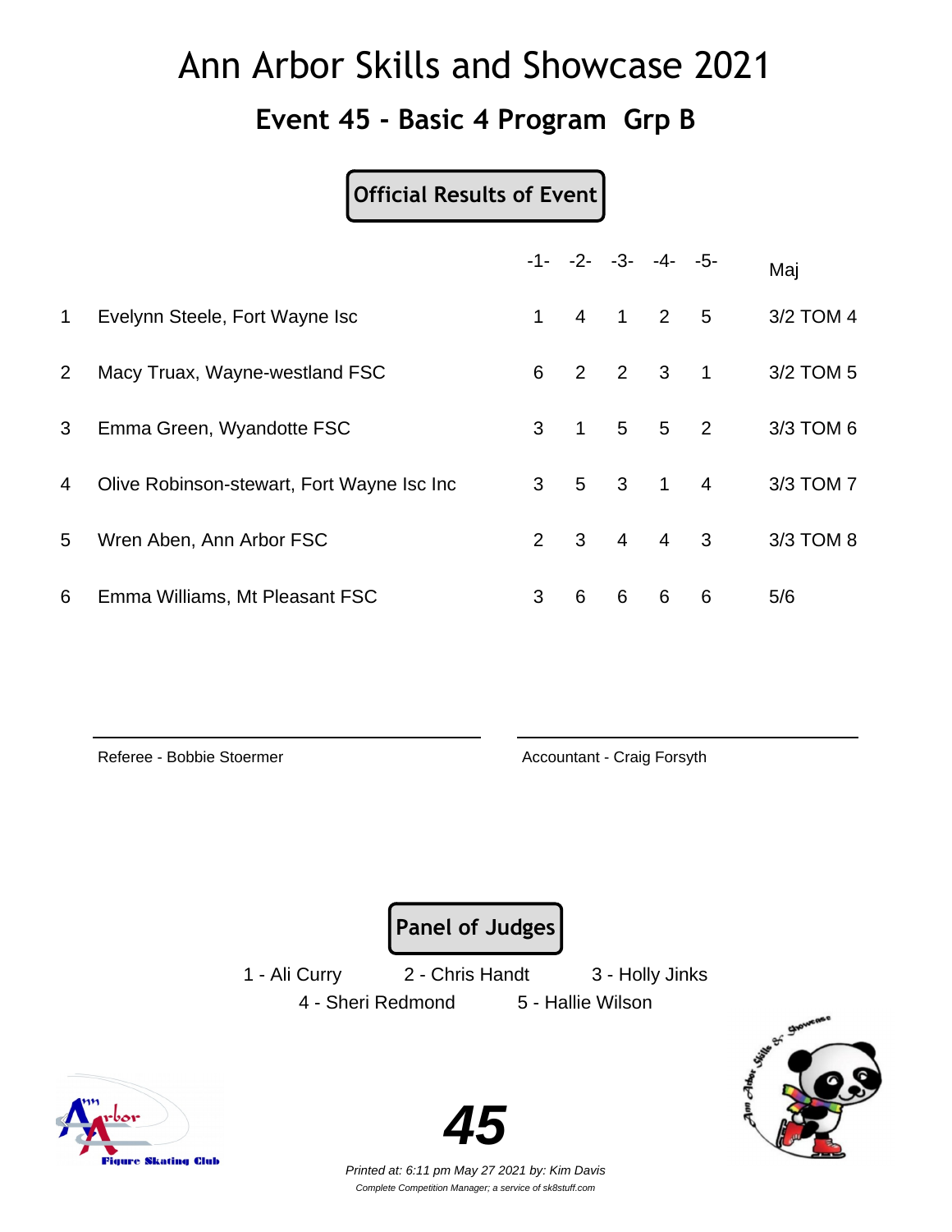# Ann Arbor Skills and Showcase 2021

## Event 45 - Basic 4 Program Grp B

**Official Results of Event**

| | | -1- | -2- | -3- | -4- | -5- | Maj |
|---|---|---|---|---|---|---|---|
| 1 | Evelynn Steele, Fort Wayne Isc | 1 | 4 | 1 | 2 | 5 | 3/2 TOM 4 |
| 2 | Macy Truax, Wayne-westland FSC | 6 | 2 | 2 | 3 | 1 | 3/2 TOM 5 |
| 3 | Emma Green, Wyandotte FSC | 3 | 1 | 5 | 5 | 2 | 3/3 TOM 6 |
| 4 | Olive Robinson-stewart, Fort Wayne Isc Inc | 3 | 5 | 3 | 1 | 4 | 3/3 TOM 7 |
| 5 | Wren Aben, Ann Arbor FSC | 2 | 3 | 4 | 4 | 3 | 3/3 TOM 8 |
| 6 | Emma Williams, Mt Pleasant FSC | 3 | 6 | 6 | 6 | 6 | 5/6 |

Referee - Bobbie Stoermer

Accountant - Craig Forsyth

**Panel of Judges**

1 - Ali Curry     2 - Chris Handt     3 - Holly Jinks
4 - Sheri Redmond     5 - Hallie Wilson

**45**

*Printed at: 6:11 pm May 27 2021 by: Kim Davis*
*Complete Competition Manager; a service of sk8stuff.com*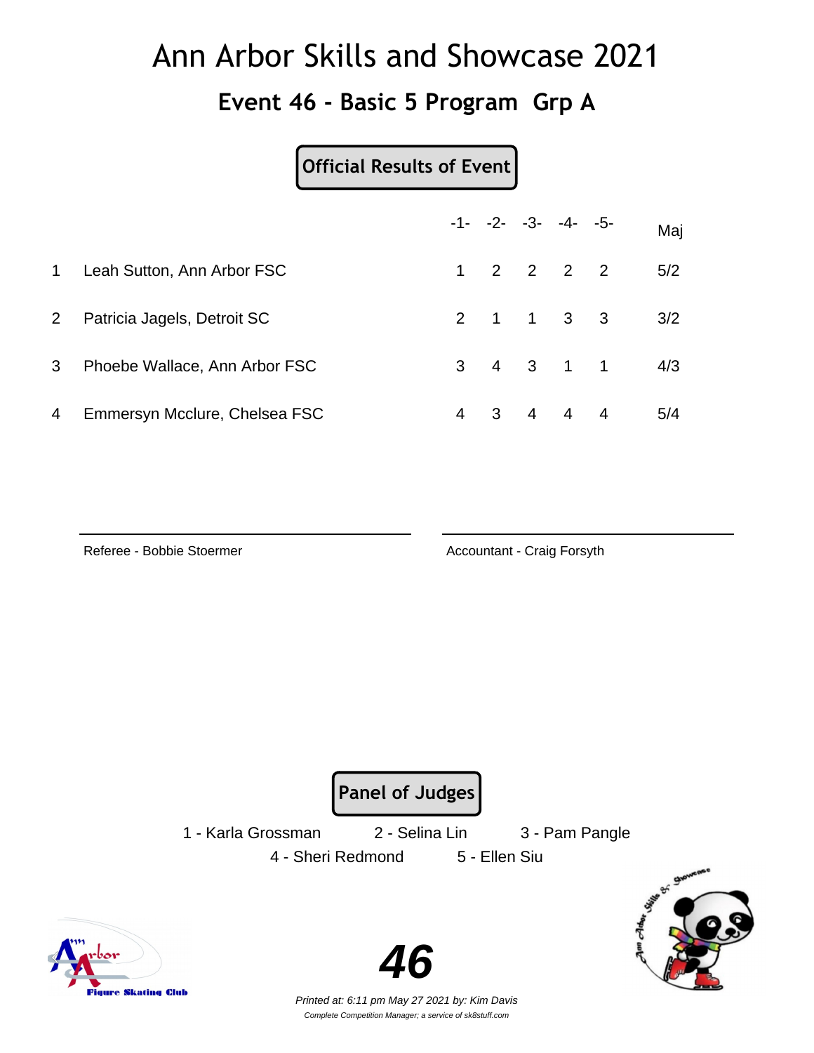# Ann Arbor Skills and Showcase 2021

## Event 46 - Basic 5 Program Grp A

**Official Results of Event**

| | | -1- | -2- | -3- | -4- | -5- | Maj |
|---|---|---|---|---|---|---|---|
| 1 | Leah Sutton, Ann Arbor FSC | 1 | 2 | 2 | 2 | 2 | 5/2 |
| 2 | Patricia Jagels, Detroit SC | 2 | 1 | 1 | 3 | 3 | 3/2 |
| 3 | Phoebe Wallace, Ann Arbor FSC | 3 | 4 | 3 | 1 | 1 | 4/3 |
| 4 | Emmersyn Mcclure, Chelsea FSC | 4 | 3 | 4 | 4 | 4 | 5/4 |

Referee - Bobbie Stoermer

Accountant - Craig Forsyth

**Panel of Judges**

1 - Karla Grossman   2 - Selina Lin   3 - Pam Pangle
4 - Sheri Redmond   5 - Ellen Siu

**46**

*Printed at: 6:11 pm May 27 2021 by: Kim Davis*
*Complete Competition Manager; a service of sk8stuff.com*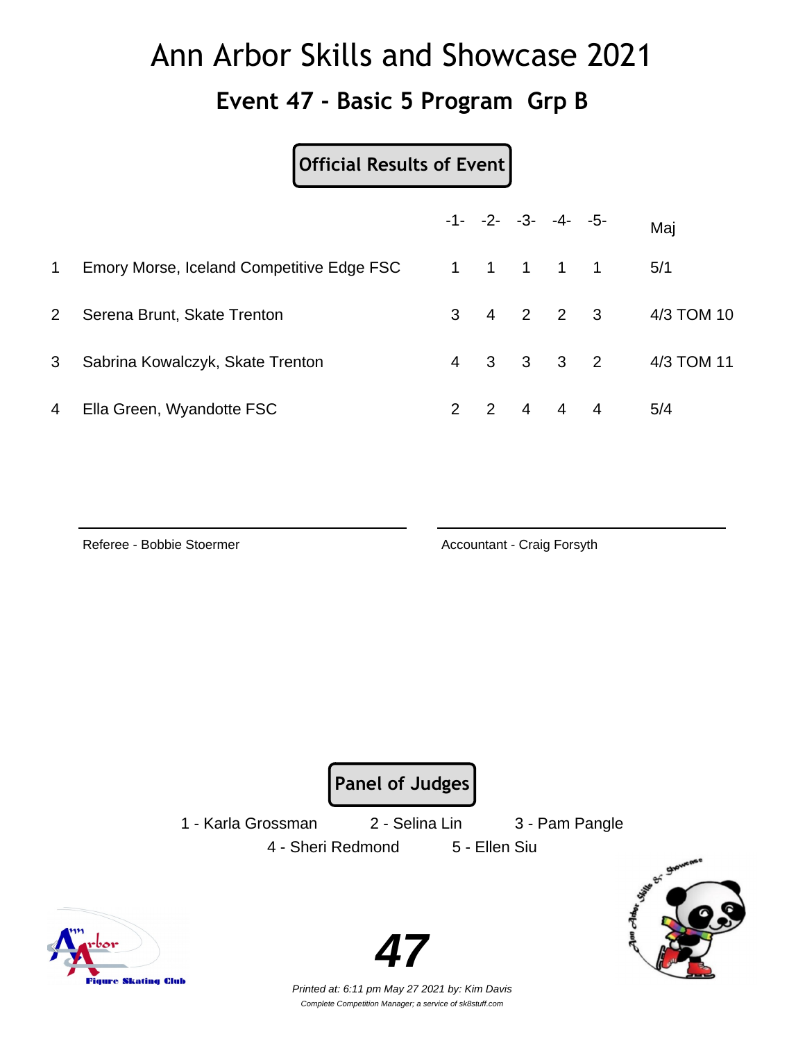# Ann Arbor Skills and Showcase 2021

## Event 47 - Basic 5 Program Grp B

**Official Results of Event**

| | | -1- | -2- | -3- | -4- | -5- | Maj |
|---|---|---|---|---|---|---|---|
| 1 | Emory Morse, Iceland Competitive Edge FSC | 1 | 1 | 1 | 1 | 1 | 5/1 |
| 2 | Serena Brunt, Skate Trenton | 3 | 4 | 2 | 2 | 3 | 4/3 TOM 10 |
| 3 | Sabrina Kowalczyk, Skate Trenton | 4 | 3 | 3 | 3 | 2 | 4/3 TOM 11 |
| 4 | Ella Green, Wyandotte FSC | 2 | 2 | 4 | 4 | 4 | 5/4 |

Referee - Bobbie Stoermer

Accountant - Craig Forsyth

**Panel of Judges**

1 - Karla Grossman 2 - Selina Lin 3 - Pam Pangle

4 - Sheri Redmond 5 - Ellen Siu

**47**

*Printed at: 6:11 pm May 27 2021 by: Kim Davis*

*Complete Competition Manager; a service of sk8stuff.com*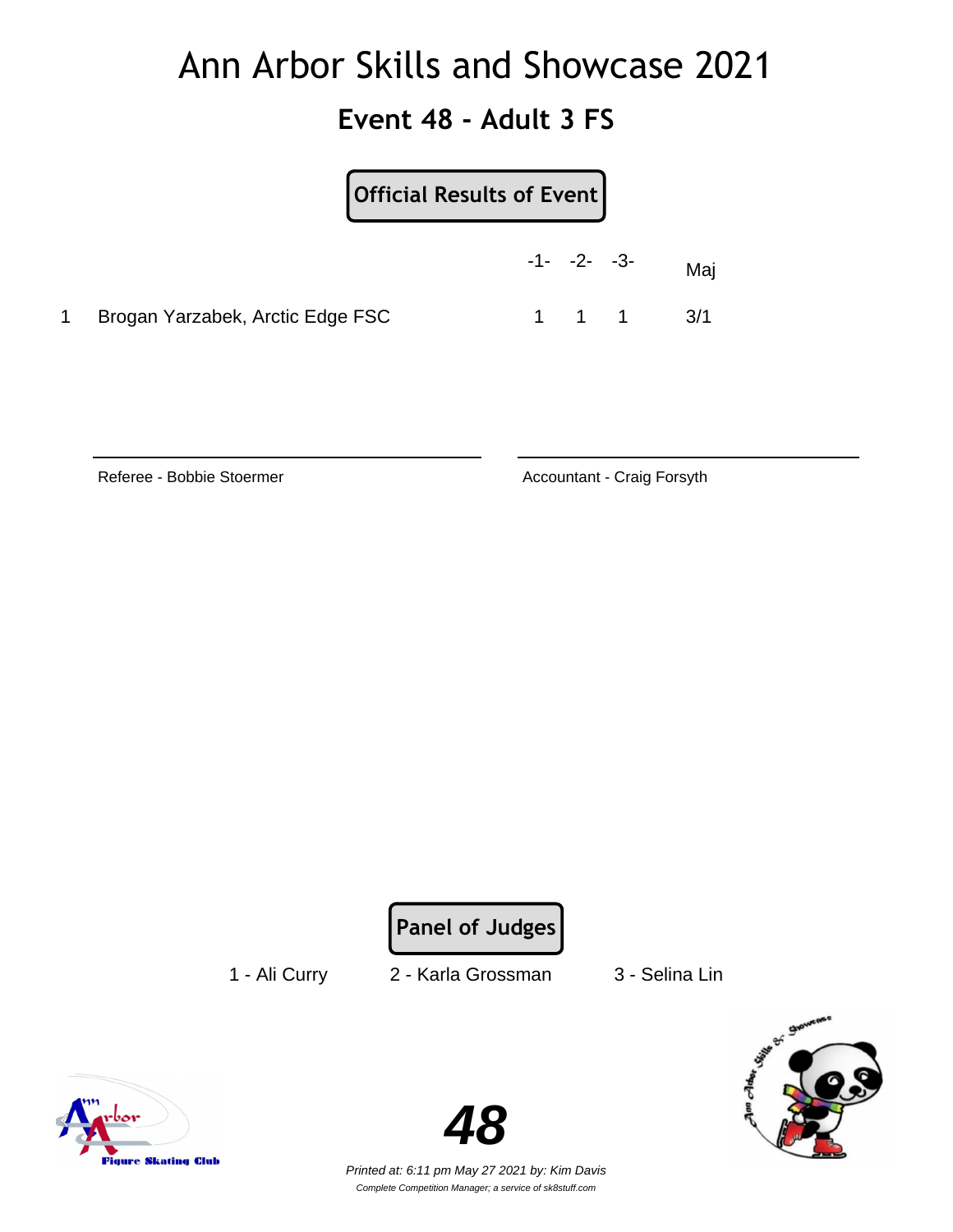# Ann Arbor Skills and Showcase 2021

## Event 48 - Adult 3 FS

**Official Results of Event**

| | | -1- | -2- | -3- | Maj |
|---|---|---|---|---|---|
| 1 | Brogan Yarzabek, Arctic Edge FSC | 1 | 1 | 1 | 3/1 |

Referee - Bobbie Stoermer

Accountant - Craig Forsyth

**Panel of Judges**

1 - Ali Curry    2 - Karla Grossman    3 - Selina Lin

**48**

*Printed at: 6:11 pm May 27 2021 by: Kim Davis*

*Complete Competition Manager; a service of sk8stuff.com*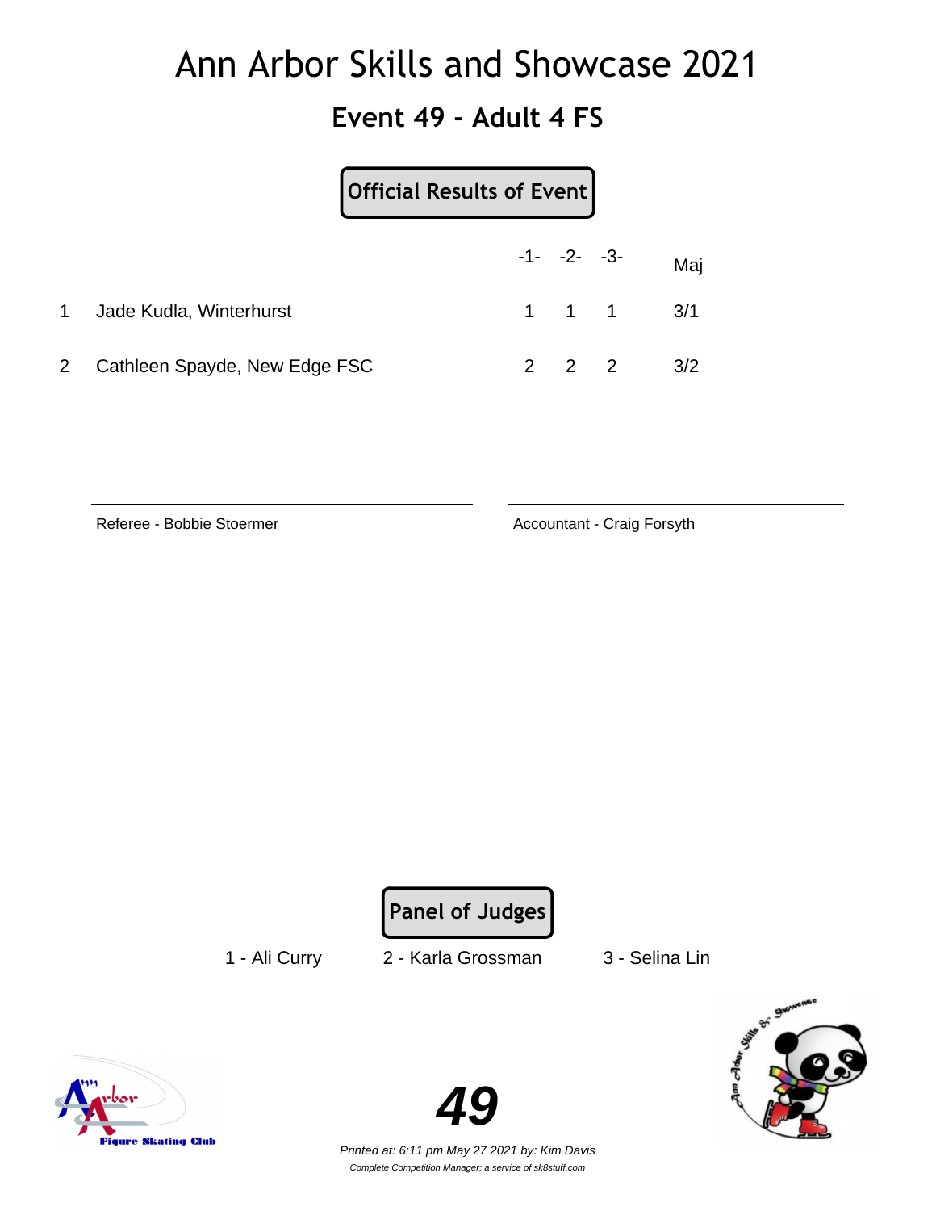# Ann Arbor Skills and Showcase 2021

## Event 49 - Adult 4 FS

**Official Results of Event**

| | | -1- | -2- | -3- | Maj |
|---|---|---|---|---|---|
| 1 | Jade Kudla, Winterhurst | 1 | 1 | 1 | 3/1 |
| 2 | Cathleen Spayde, New Edge FSC | 2 | 2 | 2 | 3/2 |

Referee - Bobbie Stoermer

Accountant - Craig Forsyth

**Panel of Judges**

1 - Ali Curry

2 - Karla Grossman

3 - Selina Lin

**49**

*Printed at: 6:11 pm May 27 2021 by: Kim Davis*

*Complete Competition Manager; a service of sk8stuff.com*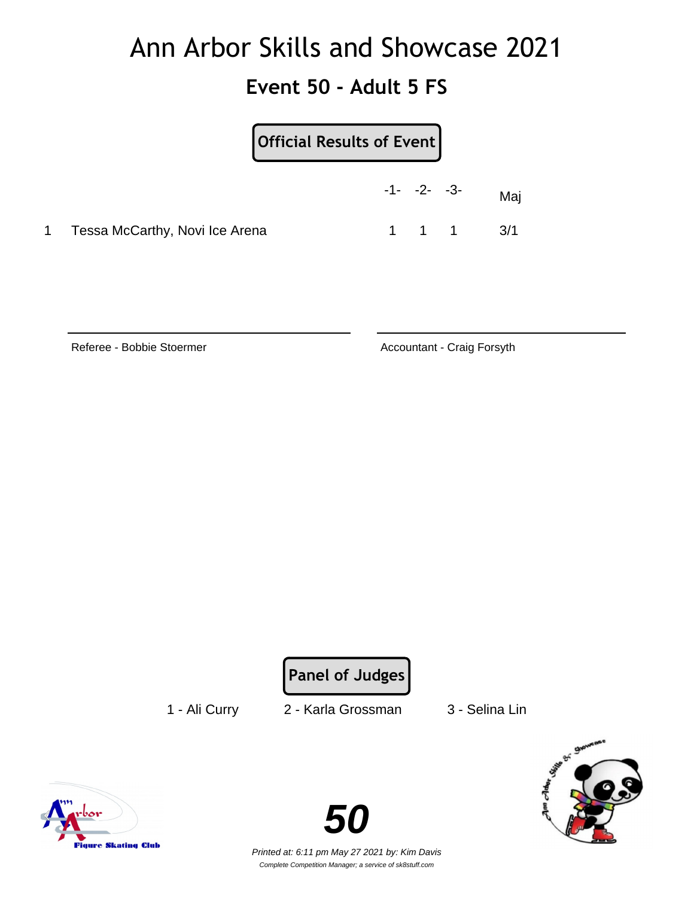# Ann Arbor Skills and Showcase 2021

## Event 50 - Adult 5 FS

**Official Results of Event**

| | | -1- | -2- | -3- | Maj |
|---|---|---|---|---|---|
| 1 | Tessa McCarthy, Novi Ice Arena | 1 | 1 | 1 | 3/1 |

Referee - Bobbie Stoermer

Accountant - Craig Forsyth

**Panel of Judges**

1 - Ali Curry    2 - Karla Grossman    3 - Selina Lin

**50**

*Printed at: 6:11 pm May 27 2021 by: Kim Davis*

*Complete Competition Manager; a service of sk8stuff.com*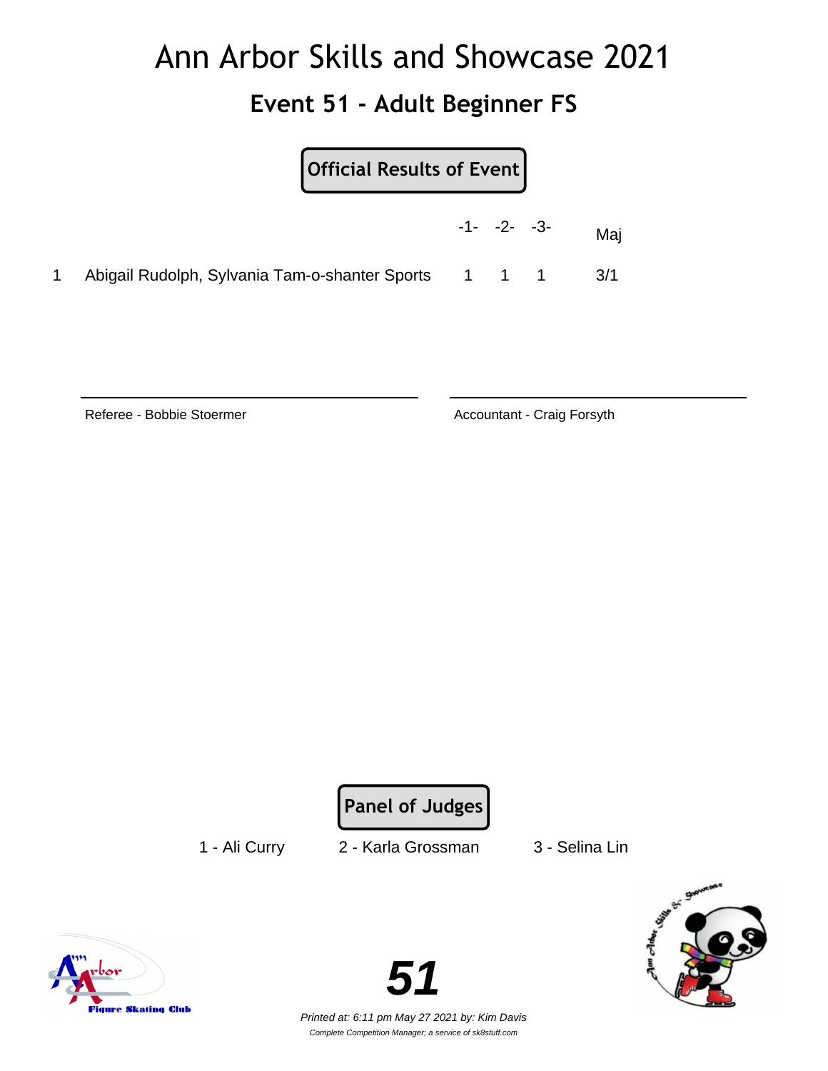# Ann Arbor Skills and Showcase 2021

## Event 51 - Adult Beginner FS

**Official Results of Event**

| | | -1- | -2- | -3- | Maj |
|---|---|---|---|---|---|
| 1 | Abigail Rudolph, Sylvania Tam-o-shanter Sports | 1 | 1 | 1 | 3/1 |

Referee - Bobbie Stoermer

Accountant - Craig Forsyth

**Panel of Judges**

1 - Ali Curry    2 - Karla Grossman    3 - Selina Lin

**51**

*Printed at: 6:11 pm May 27 2021 by: Kim Davis*

*Complete Competition Manager; a service of sk8stuff.com*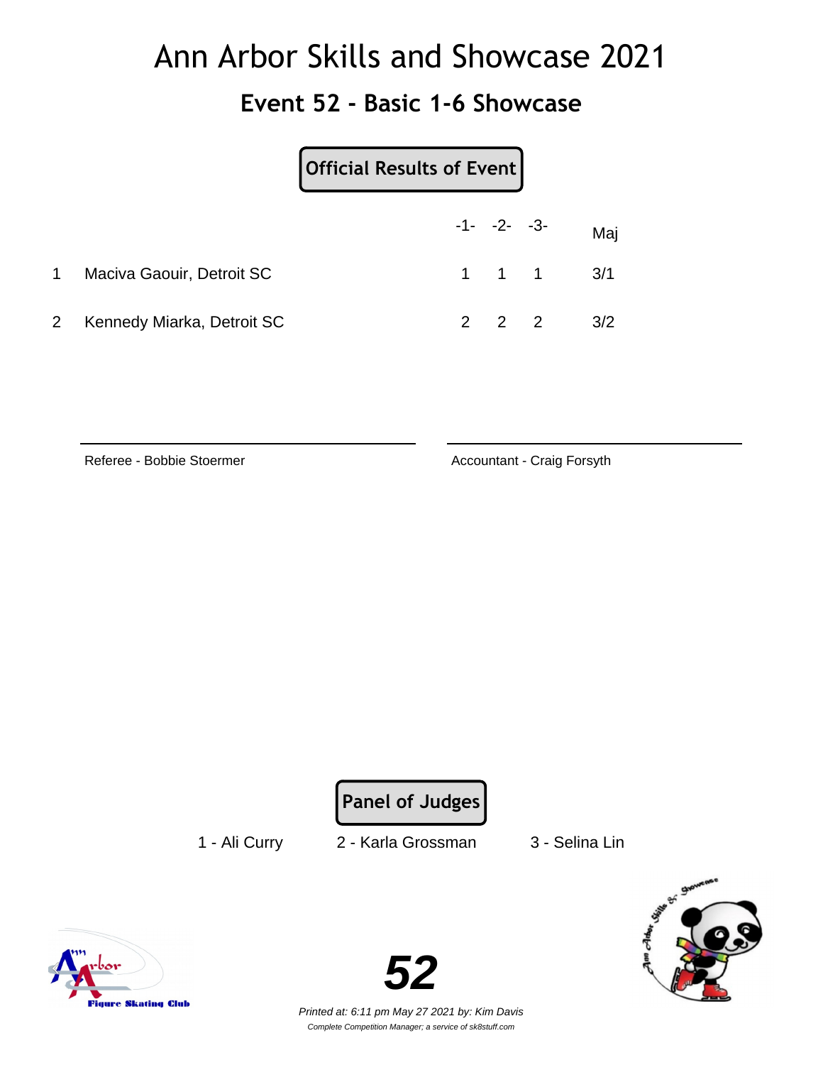# Ann Arbor Skills and Showcase 2021

## Event 52 - Basic 1-6 Showcase

**Official Results of Event**

| | | -1- | -2- | -3- | Maj |
|---|---|---|---|---|---|
| 1 | Maciva Gaouir, Detroit SC | 1 | 1 | 1 | 3/1 |
| 2 | Kennedy Miarka, Detroit SC | 2 | 2 | 2 | 3/2 |

Referee - Bobbie Stoermer

Accountant - Craig Forsyth

**Panel of Judges**

1 - Ali Curry    2 - Karla Grossman    3 - Selina Lin

**52**

*Printed at: 6:11 pm May 27 2021 by: Kim Davis*

*Complete Competition Manager; a service of sk8stuff.com*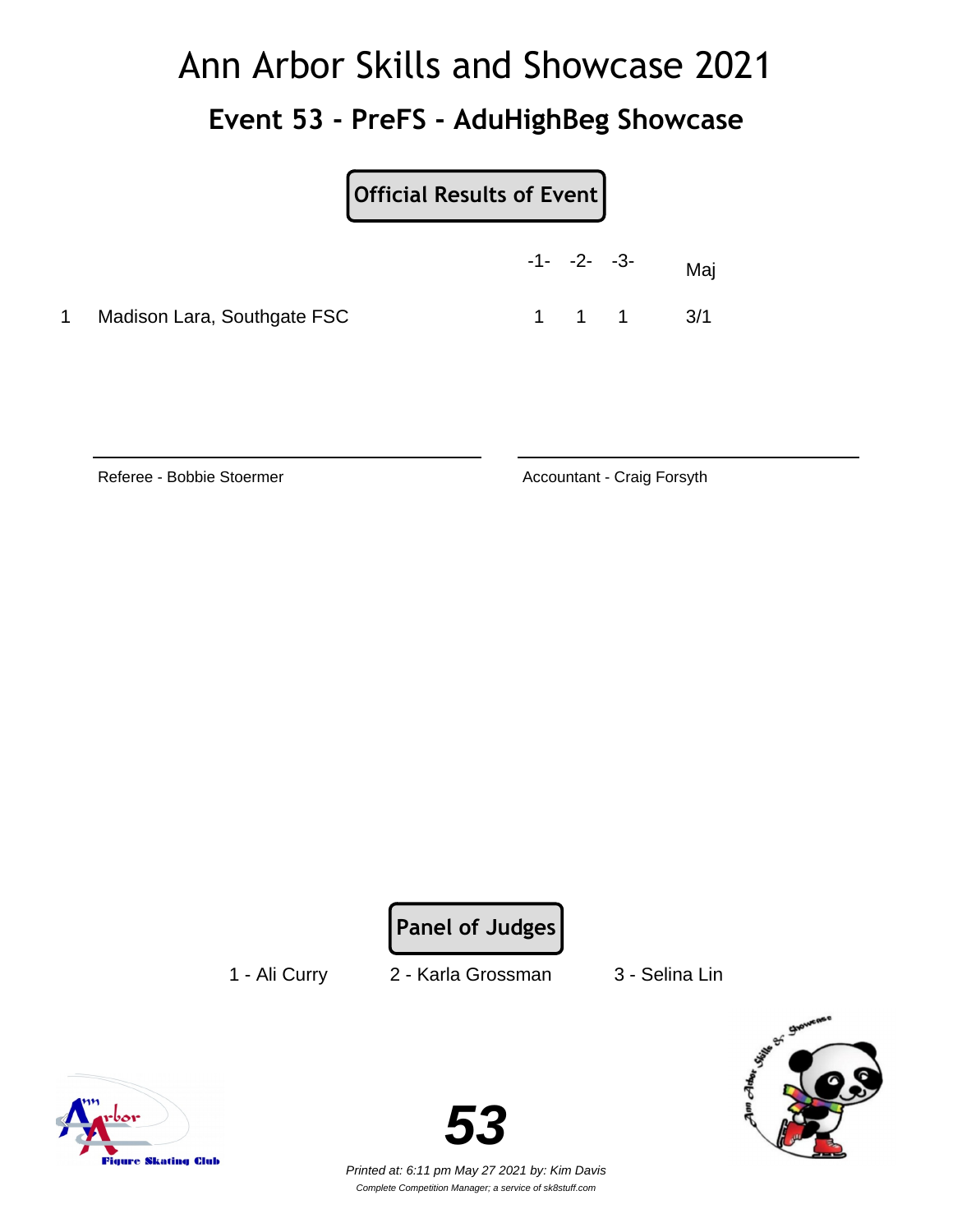# Ann Arbor Skills and Showcase 2021

## Event 53 - PreFS - AduHighBeg Showcase

**Official Results of Event**

| | | -1- | -2- | -3- | Maj |
|---|---|---|---|---|---|
| 1 | Madison Lara, Southgate FSC | 1 | 1 | 1 | 3/1 |

Referee - Bobbie Stoermer

Accountant - Craig Forsyth

**Panel of Judges**

1 - Ali Curry

2 - Karla Grossman

3 - Selina Lin

**53**

*Printed at: 6:11 pm May 27 2021 by: Kim Davis*

*Complete Competition Manager; a service of sk8stuff.com*